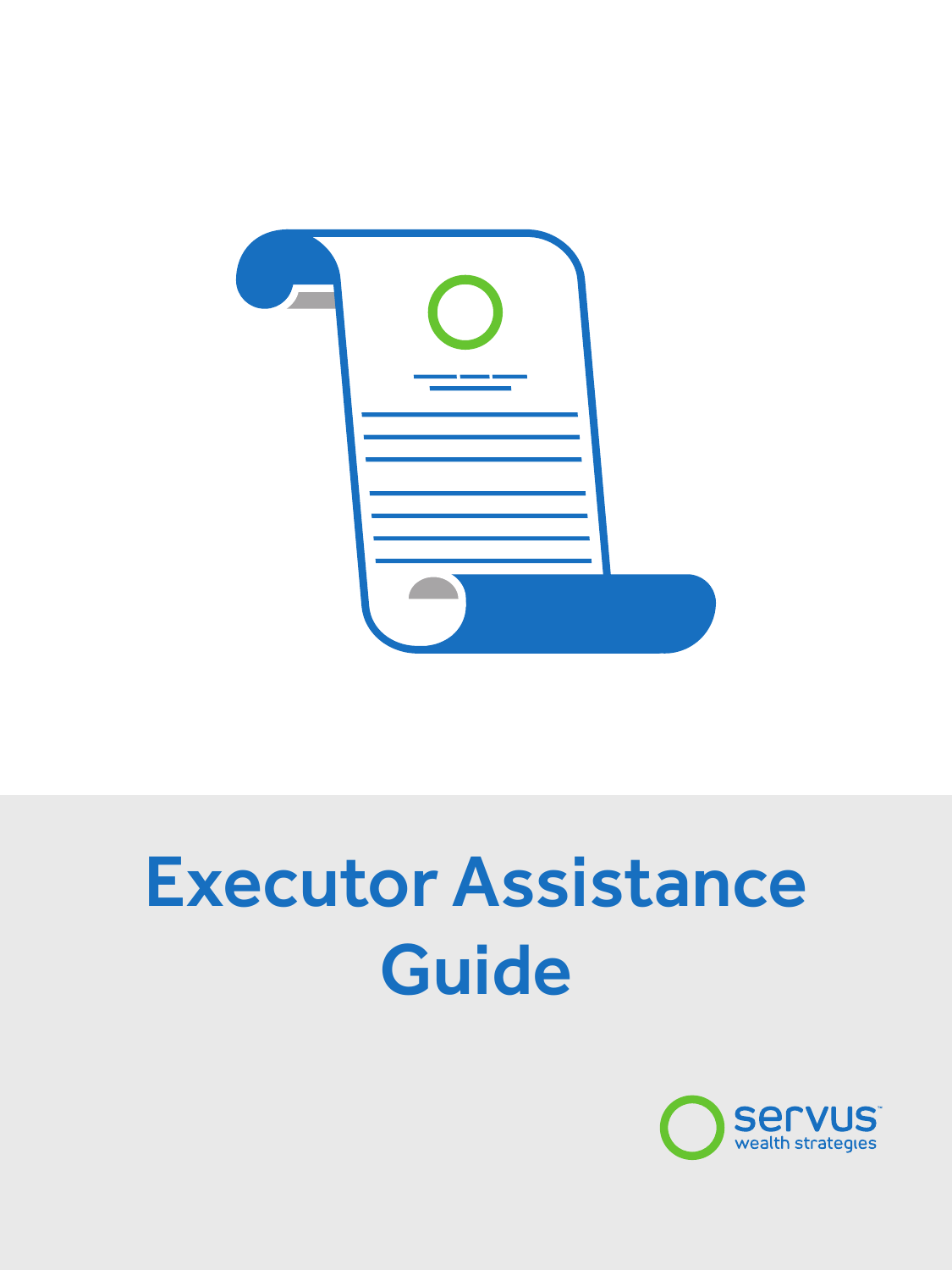# Executor Assistance Guide

servus wealth strategies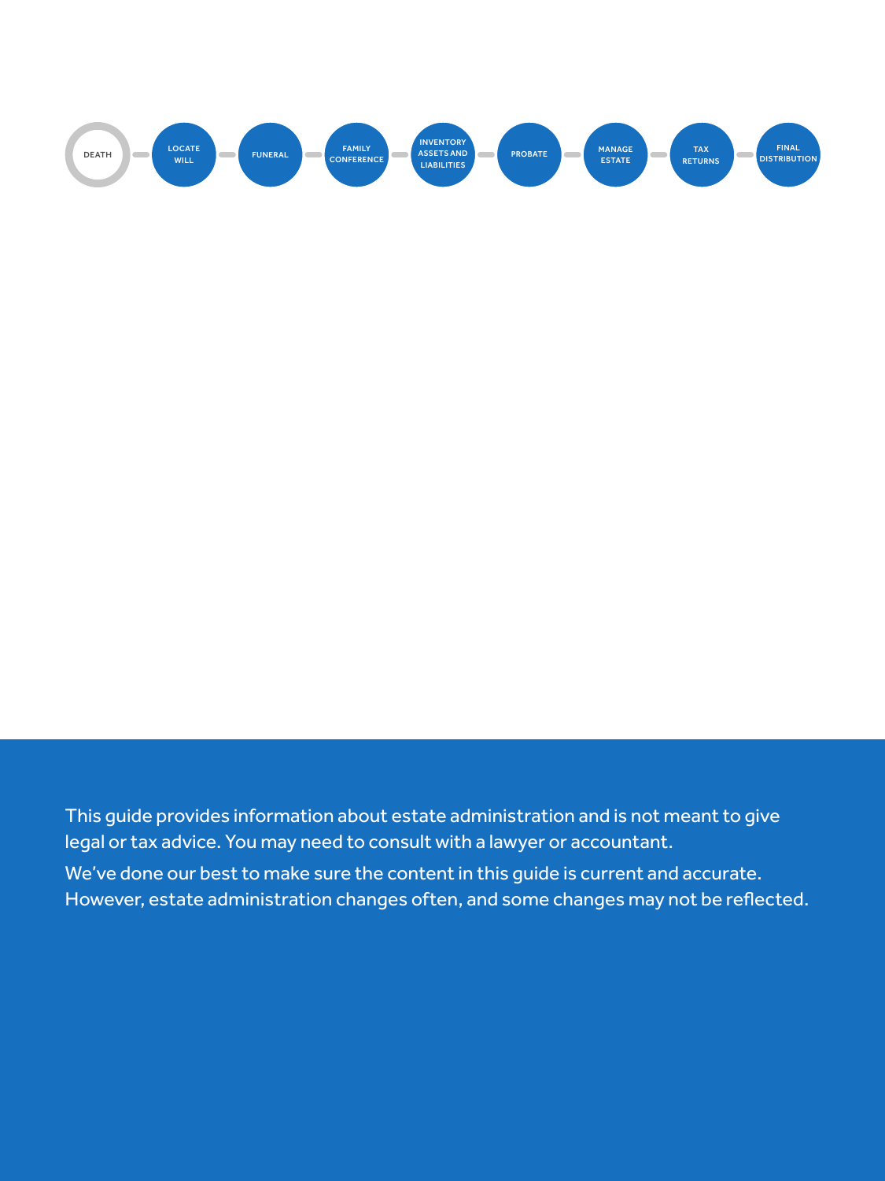DEATH — LOCATE WILL — FUNERAL — FAMILY CONFERENCE — INVENTORY ASSETS AND LIABILITIES — PROBATE — MANAGE ESTATE — TAX RETURNS — FINAL DISTRIBUTION

This guide provides information about estate administration and is not meant to give legal or tax advice. You may need to consult with a lawyer or accountant.

We've done our best to make sure the content in this guide is current and accurate. However, estate administration changes often, and some changes may not be reflected.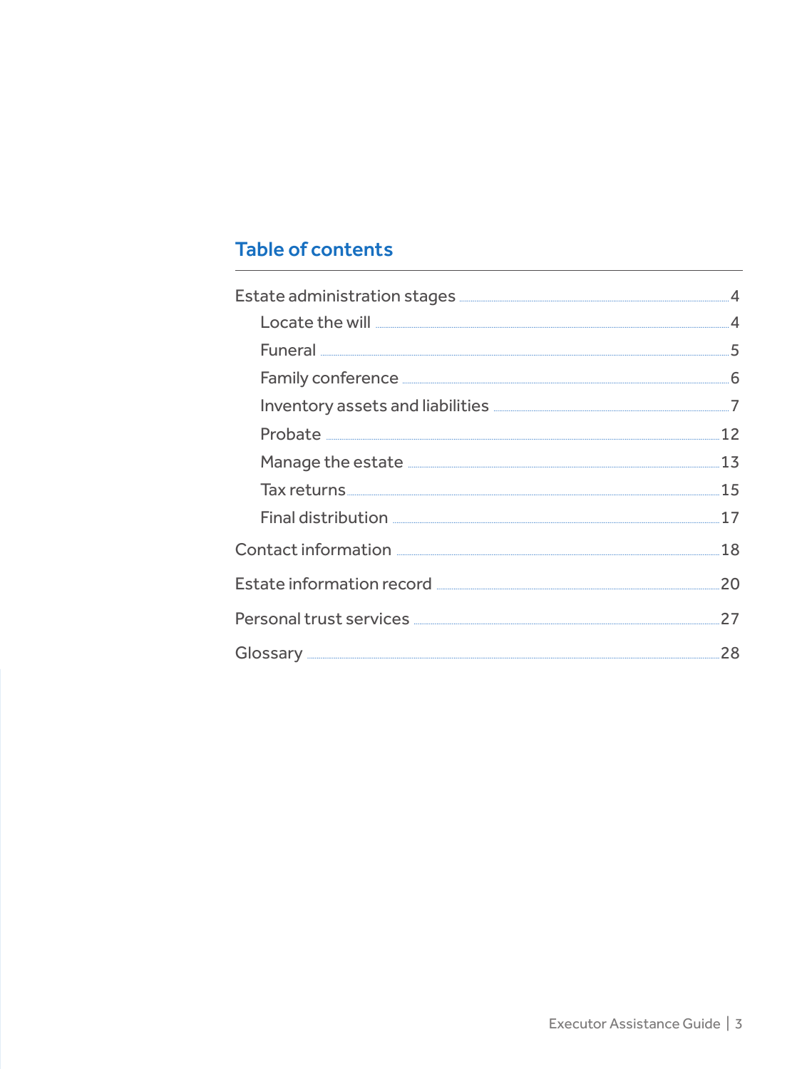## Table of contents

- Estate administration stages ........ 4
  - Locate the will ........ 4
  - Funeral ........ 5
  - Family conference ........ 6
  - Inventory assets and liabilities ........ 7
  - Probate ........ 12
  - Manage the estate ........ 13
  - Tax returns ........ 15
  - Final distribution ........ 17
- Contact information ........ 18
- Estate information record ........ 20
- Personal trust services ........ 27
- Glossary ........ 28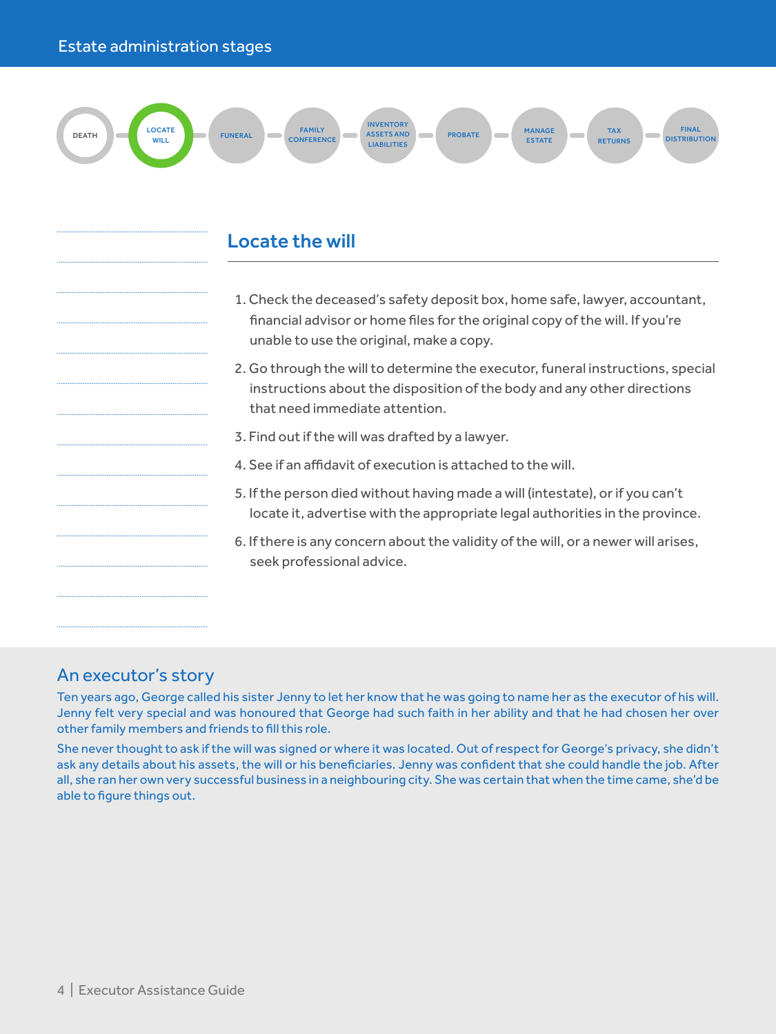Estate administration stages

DEATH — **LOCATE WILL** — FUNERAL — FAMILY CONFERENCE — INVENTORY ASSETS AND LIABILITIES — PROBATE — MANAGE ESTATE — TAX RETURNS — FINAL DISTRIBUTION

## Locate the will

1. Check the deceased's safety deposit box, home safe, lawyer, accountant, financial advisor or home files for the original copy of the will. If you're unable to use the original, make a copy.
2. Go through the will to determine the executor, funeral instructions, special instructions about the disposition of the body and any other directions that need immediate attention.
3. Find out if the will was drafted by a lawyer.
4. See if an affidavit of execution is attached to the will.
5. If the person died without having made a will (intestate), or if you can't locate it, advertise with the appropriate legal authorities in the province.
6. If there is any concern about the validity of the will, or a newer will arises, seek professional advice.

### An executor's story

Ten years ago, George called his sister Jenny to let her know that he was going to name her as the executor of his will. Jenny felt very special and was honoured that George had such faith in her ability and that he had chosen her over other family members and friends to fill this role.

She never thought to ask if the will was signed or where it was located. Out of respect for George's privacy, she didn't ask any details about his assets, the will or his beneficiaries. Jenny was confident that she could handle the job. After all, she ran her own very successful business in a neighbouring city. She was certain that when the time came, she'd be able to figure things out.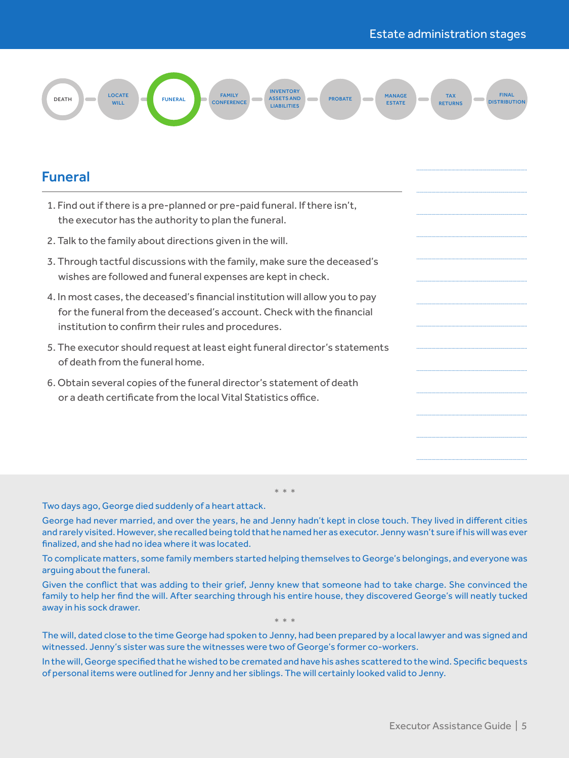DEATH — LOCATE WILL — **FUNERAL** — FAMILY CONFERENCE — INVENTORY ASSETS AND LIABILITIES — PROBATE — MANAGE ESTATE — TAX RETURNS — FINAL DISTRIBUTION

## Funeral

1. Find out if there is a pre-planned or pre-paid funeral. If there isn't, the executor has the authority to plan the funeral.
2. Talk to the family about directions given in the will.
3. Through tactful discussions with the family, make sure the deceased's wishes are followed and funeral expenses are kept in check.
4. In most cases, the deceased's financial institution will allow you to pay for the funeral from the deceased's account. Check with the financial institution to confirm their rules and procedures.
5. The executor should request at least eight funeral director's statements of death from the funeral home.
6. Obtain several copies of the funeral director's statement of death or a death certificate from the local Vital Statistics office.

\* \* \*

Two days ago, George died suddenly of a heart attack.

George had never married, and over the years, he and Jenny hadn't kept in close touch. They lived in different cities and rarely visited. However, she recalled being told that he named her as executor. Jenny wasn't sure if his will was ever finalized, and she had no idea where it was located.

To complicate matters, some family members started helping themselves to George's belongings, and everyone was arguing about the funeral.

Given the conflict that was adding to their grief, Jenny knew that someone had to take charge. She convinced the family to help her find the will. After searching through his entire house, they discovered George's will neatly tucked away in his sock drawer.

\* \* \*

The will, dated close to the time George had spoken to Jenny, had been prepared by a local lawyer and was signed and witnessed. Jenny's sister was sure the witnesses were two of George's former co-workers.

In the will, George specified that he wished to be cremated and have his ashes scattered to the wind. Specific bequests of personal items were outlined for Jenny and her siblings. The will certainly looked valid to Jenny.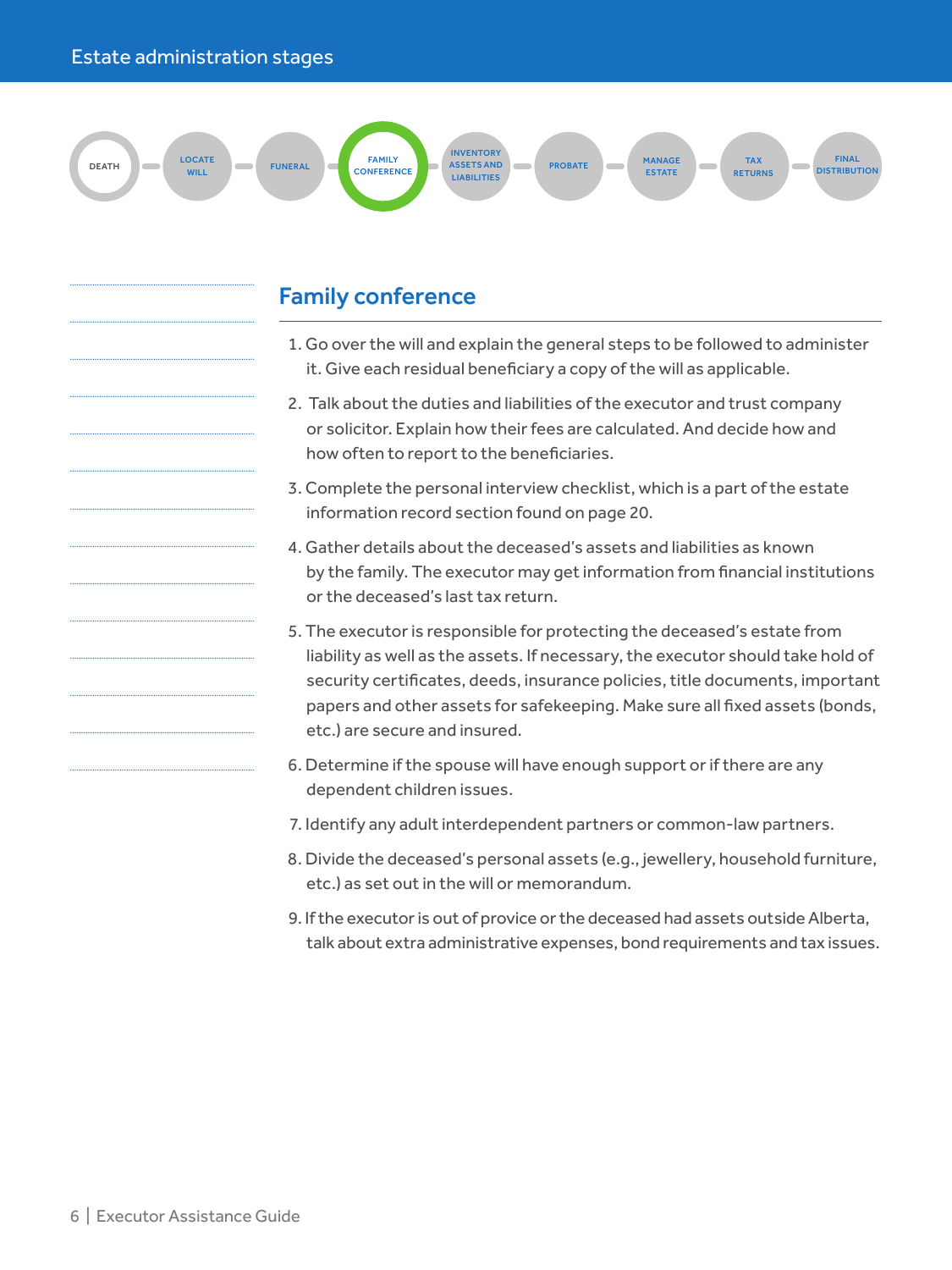Estate administration stages

DEATH — LOCATE WILL — FUNERAL — **FAMILY CONFERENCE** — INVENTORY ASSETS AND LIABILITIES — PROBATE — MANAGE ESTATE — TAX RETURNS — FINAL DISTRIBUTION

## Family conference

1. Go over the will and explain the general steps to be followed to administer it. Give each residual beneficiary a copy of the will as applicable.
2. Talk about the duties and liabilities of the executor and trust company or solicitor. Explain how their fees are calculated. And decide how and how often to report to the beneficiaries.
3. Complete the personal interview checklist, which is a part of the estate information record section found on page 20.
4. Gather details about the deceased's assets and liabilities as known by the family. The executor may get information from financial institutions or the deceased's last tax return.
5. The executor is responsible for protecting the deceased's estate from liability as well as the assets. If necessary, the executor should take hold of security certificates, deeds, insurance policies, title documents, important papers and other assets for safekeeping. Make sure all fixed assets (bonds, etc.) are secure and insured.
6. Determine if the spouse will have enough support or if there are any dependent children issues.
7. Identify any adult interdependent partners or common-law partners.
8. Divide the deceased's personal assets (e.g., jewellery, household furniture, etc.) as set out in the will or memorandum.
9. If the executor is out of provice or the deceased had assets outside Alberta, talk about extra administrative expenses, bond requirements and tax issues.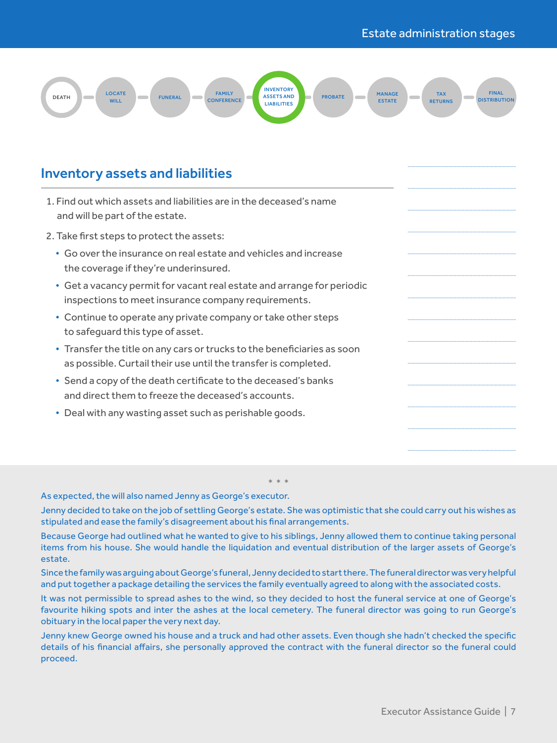DEATH — LOCATE WILL — FUNERAL — FAMILY CONFERENCE — **INVENTORY ASSETS AND LIABILITIES** — PROBATE — MANAGE ESTATE — TAX RETURNS — FINAL DISTRIBUTION

## Inventory assets and liabilities

1. Find out which assets and liabilities are in the deceased's name and will be part of the estate.
2. Take first steps to protect the assets:
   - Go over the insurance on real estate and vehicles and increase the coverage if they're underinsured.
   - Get a vacancy permit for vacant real estate and arrange for periodic inspections to meet insurance company requirements.
   - Continue to operate any private company or take other steps to safeguard this type of asset.
   - Transfer the title on any cars or trucks to the beneficiaries as soon as possible. Curtail their use until the transfer is completed.
   - Send a copy of the death certificate to the deceased's banks and direct them to freeze the deceased's accounts.
   - Deal with any wasting asset such as perishable goods.

\* \* \*

As expected, the will also named Jenny as George's executor.

Jenny decided to take on the job of settling George's estate. She was optimistic that she could carry out his wishes as stipulated and ease the family's disagreement about his final arrangements.

Because George had outlined what he wanted to give to his siblings, Jenny allowed them to continue taking personal items from his house. She would handle the liquidation and eventual distribution of the larger assets of George's estate.

Since the family was arguing about George's funeral, Jenny decided to start there. The funeral director was very helpful and put together a package detailing the services the family eventually agreed to along with the associated costs.

It was not permissible to spread ashes to the wind, so they decided to host the funeral service at one of George's favourite hiking spots and inter the ashes at the local cemetery. The funeral director was going to run George's obituary in the local paper the very next day.

Jenny knew George owned his house and a truck and had other assets. Even though she hadn't checked the specific details of his financial affairs, she personally approved the contract with the funeral director so the funeral could proceed.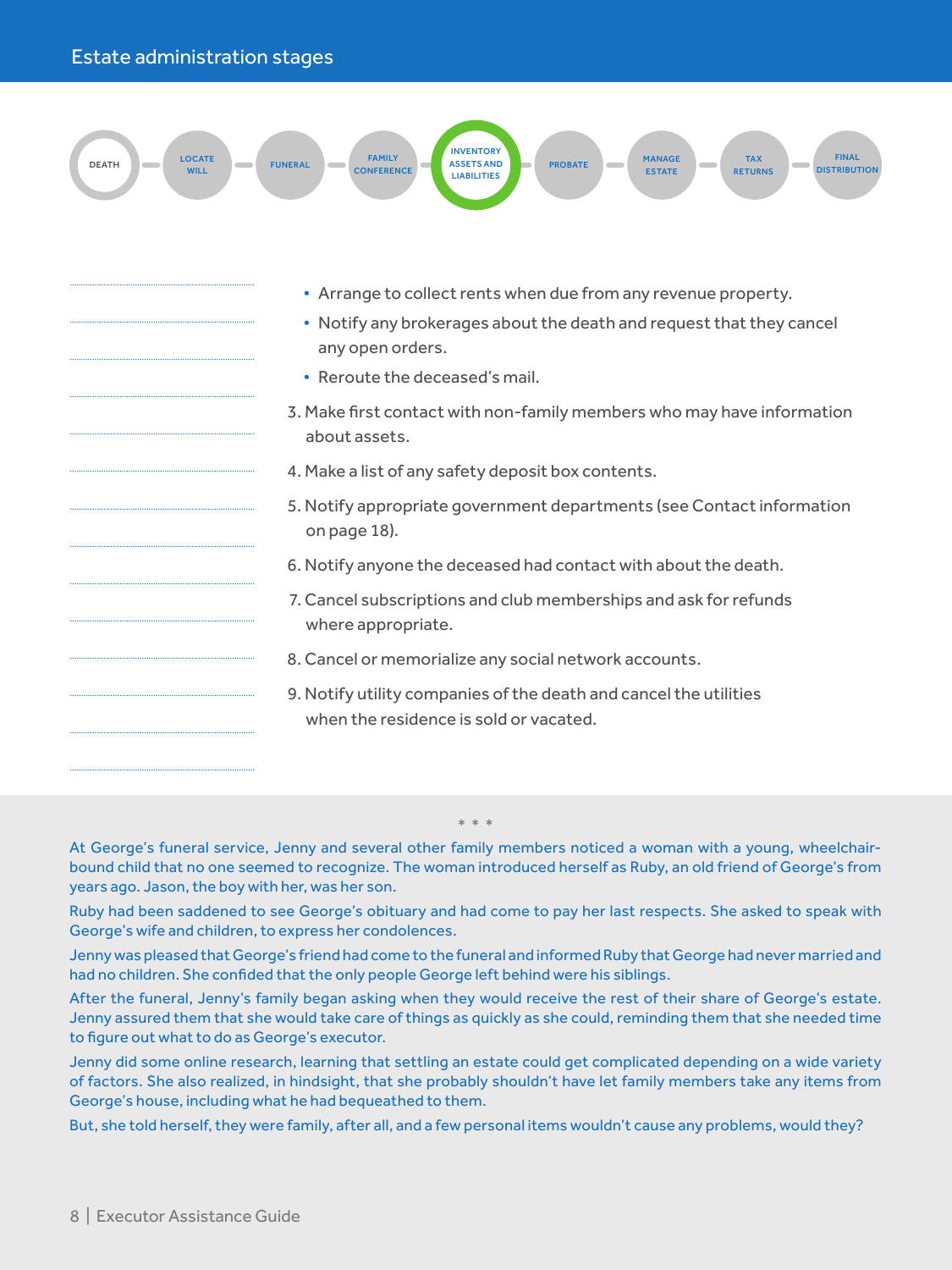## Estate administration stages

DEATH — LOCATE WILL — FUNERAL — FAMILY CONFERENCE — **INVENTORY ASSETS AND LIABILITIES** — PROBATE — MANAGE ESTATE — TAX RETURNS — FINAL DISTRIBUTION

- Arrange to collect rents when due from any revenue property.
- Notify any brokerages about the death and request that they cancel any open orders.
- Reroute the deceased's mail.

3. Make first contact with non-family members who may have information about assets.
4. Make a list of any safety deposit box contents.
5. Notify appropriate government departments (see Contact information on page 18).
6. Notify anyone the deceased had contact with about the death.
7. Cancel subscriptions and club memberships and ask for refunds where appropriate.
8. Cancel or memorialize any social network accounts.
9. Notify utility companies of the death and cancel the utilities when the residence is sold or vacated.

\* \* \*

At George's funeral service, Jenny and several other family members noticed a woman with a young, wheelchair-bound child that no one seemed to recognize. The woman introduced herself as Ruby, an old friend of George's from years ago. Jason, the boy with her, was her son.

Ruby had been saddened to see George's obituary and had come to pay her last respects. She asked to speak with George's wife and children, to express her condolences.

Jenny was pleased that George's friend had come to the funeral and informed Ruby that George had never married and had no children. She confided that the only people George left behind were his siblings.

After the funeral, Jenny's family began asking when they would receive the rest of their share of George's estate. Jenny assured them that she would take care of things as quickly as she could, reminding them that she needed time to figure out what to do as George's executor.

Jenny did some online research, learning that settling an estate could get complicated depending on a wide variety of factors. She also realized, in hindsight, that she probably shouldn't have let family members take any items from George's house, including what he had bequeathed to them.

But, she told herself, they were family, after all, and a few personal items wouldn't cause any problems, would they?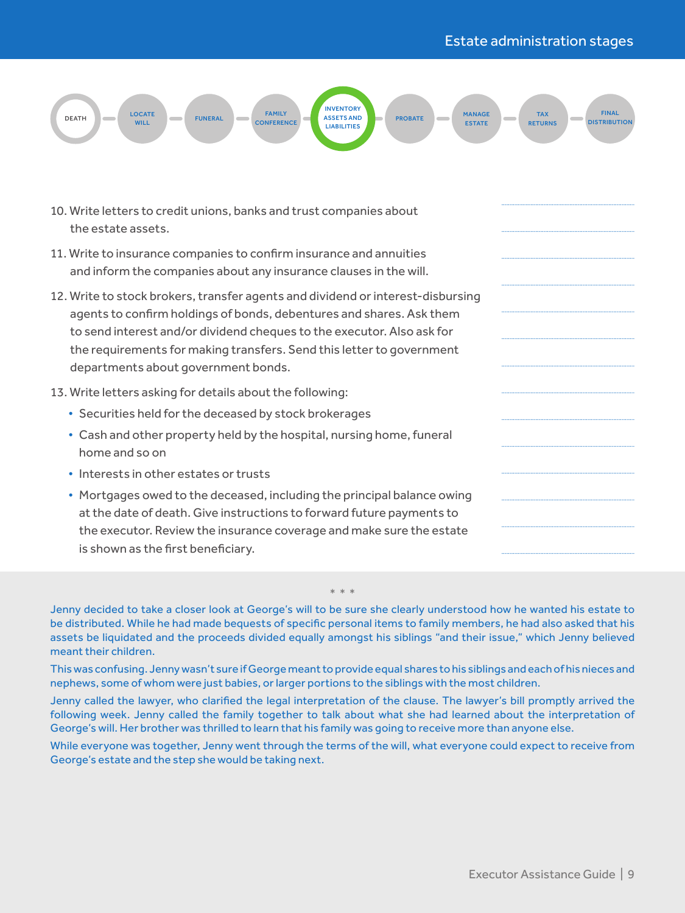DEATH — LOCATE WILL — FUNERAL — FAMILY CONFERENCE — **INVENTORY ASSETS AND LIABILITIES** — PROBATE — MANAGE ESTATE — TAX RETURNS — FINAL DISTRIBUTION

10. Write letters to credit unions, banks and trust companies about the estate assets.
11. Write to insurance companies to confirm insurance and annuities and inform the companies about any insurance clauses in the will.
12. Write to stock brokers, transfer agents and dividend or interest-disbursing agents to confirm holdings of bonds, debentures and shares. Ask them to send interest and/or dividend cheques to the executor. Also ask for the requirements for making transfers. Send this letter to government departments about government bonds.
13. Write letters asking for details about the following:
    - Securities held for the deceased by stock brokerages
    - Cash and other property held by the hospital, nursing home, funeral home and so on
    - Interests in other estates or trusts
    - Mortgages owed to the deceased, including the principal balance owing at the date of death. Give instructions to forward future payments to the executor. Review the insurance coverage and make sure the estate is shown as the first beneficiary.

\* \* \*

Jenny decided to take a closer look at George's will to be sure she clearly understood how he wanted his estate to be distributed. While he had made bequests of specific personal items to family members, he had also asked that his assets be liquidated and the proceeds divided equally amongst his siblings "and their issue," which Jenny believed meant their children.

This was confusing. Jenny wasn't sure if George meant to provide equal shares to his siblings and each of his nieces and nephews, some of whom were just babies, or larger portions to the siblings with the most children.

Jenny called the lawyer, who clarified the legal interpretation of the clause. The lawyer's bill promptly arrived the following week. Jenny called the family together to talk about what she had learned about the interpretation of George's will. Her brother was thrilled to learn that his family was going to receive more than anyone else.

While everyone was together, Jenny went through the terms of the will, what everyone could expect to receive from George's estate and the step she would be taking next.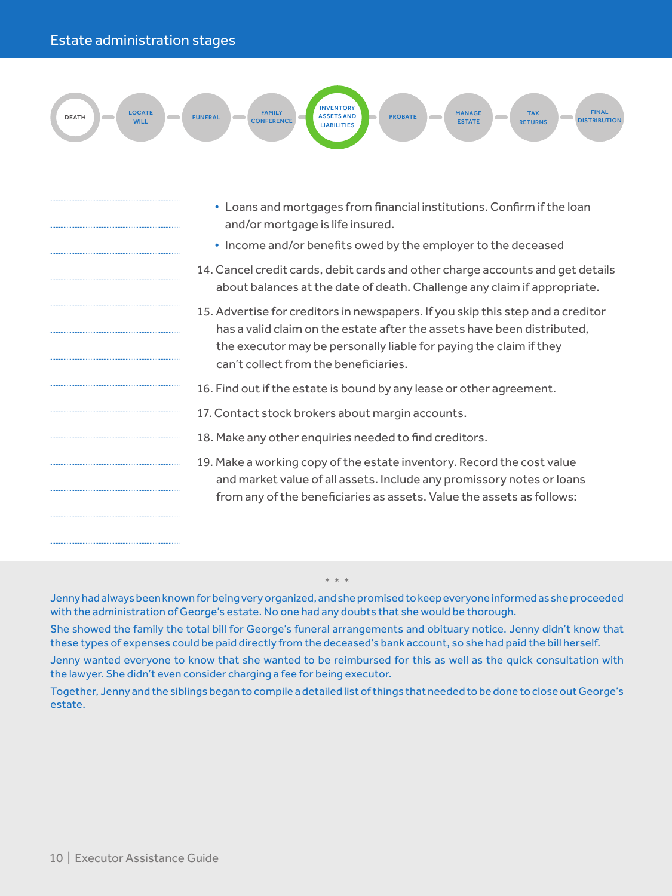- Loans and mortgages from financial institutions. Confirm if the loan and/or mortgage is life insured.
- Income and/or benefits owed by the employer to the deceased

14. Cancel credit cards, debit cards and other charge accounts and get details about balances at the date of death. Challenge any claim if appropriate.
15. Advertise for creditors in newspapers. If you skip this step and a creditor has a valid claim on the estate after the assets have been distributed, the executor may be personally liable for paying the claim if they can't collect from the beneficiaries.
16. Find out if the estate is bound by any lease or other agreement.
17. Contact stock brokers about margin accounts.
18. Make any other enquiries needed to find creditors.
19. Make a working copy of the estate inventory. Record the cost value and market value of all assets. Include any promissory notes or loans from any of the beneficiaries as assets. Value the assets as follows:

\* \* \*

Jenny had always been known for being very organized, and she promised to keep everyone informed as she proceeded with the administration of George's estate. No one had any doubts that she would be thorough.

She showed the family the total bill for George's funeral arrangements and obituary notice. Jenny didn't know that these types of expenses could be paid directly from the deceased's bank account, so she had paid the bill herself.

Jenny wanted everyone to know that she wanted to be reimbursed for this as well as the quick consultation with the lawyer. She didn't even consider charging a fee for being executor.

Together, Jenny and the siblings began to compile a detailed list of things that needed to be done to close out George's estate.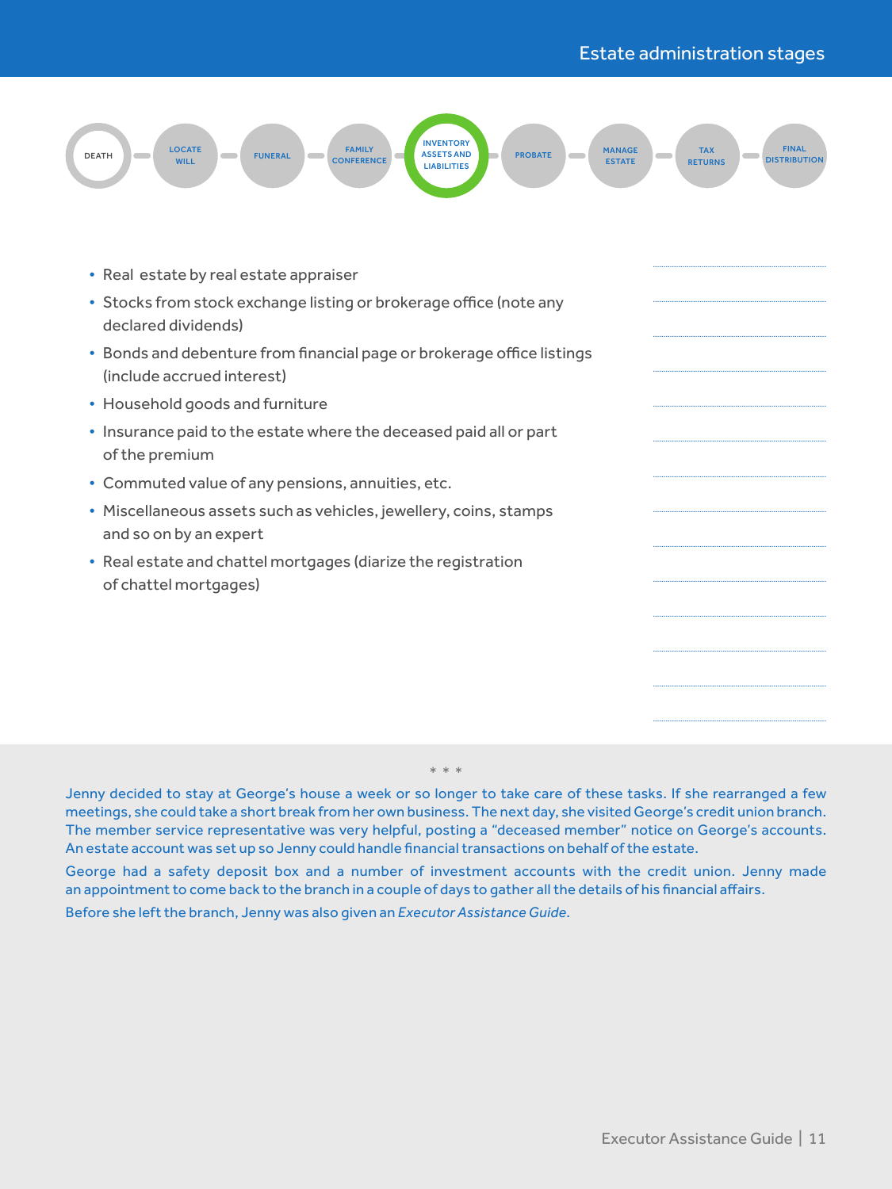- Real estate by real estate appraiser
- Stocks from stock exchange listing or brokerage office (note any declared dividends)
- Bonds and debenture from financial page or brokerage office listings (include accrued interest)
- Household goods and furniture
- Insurance paid to the estate where the deceased paid all or part of the premium
- Commuted value of any pensions, annuities, etc.
- Miscellaneous assets such as vehicles, jewellery, coins, stamps and so on by an expert
- Real estate and chattel mortgages (diarize the registration of chattel mortgages)

\* \* \*

Jenny decided to stay at George's house a week or so longer to take care of these tasks. If she rearranged a few meetings, she could take a short break from her own business. The next day, she visited George's credit union branch. The member service representative was very helpful, posting a "deceased member" notice on George's accounts. An estate account was set up so Jenny could handle financial transactions on behalf of the estate.

George had a safety deposit box and a number of investment accounts with the credit union. Jenny made an appointment to come back to the branch in a couple of days to gather all the details of his financial affairs.

Before she left the branch, Jenny was also given an *Executor Assistance Guide*.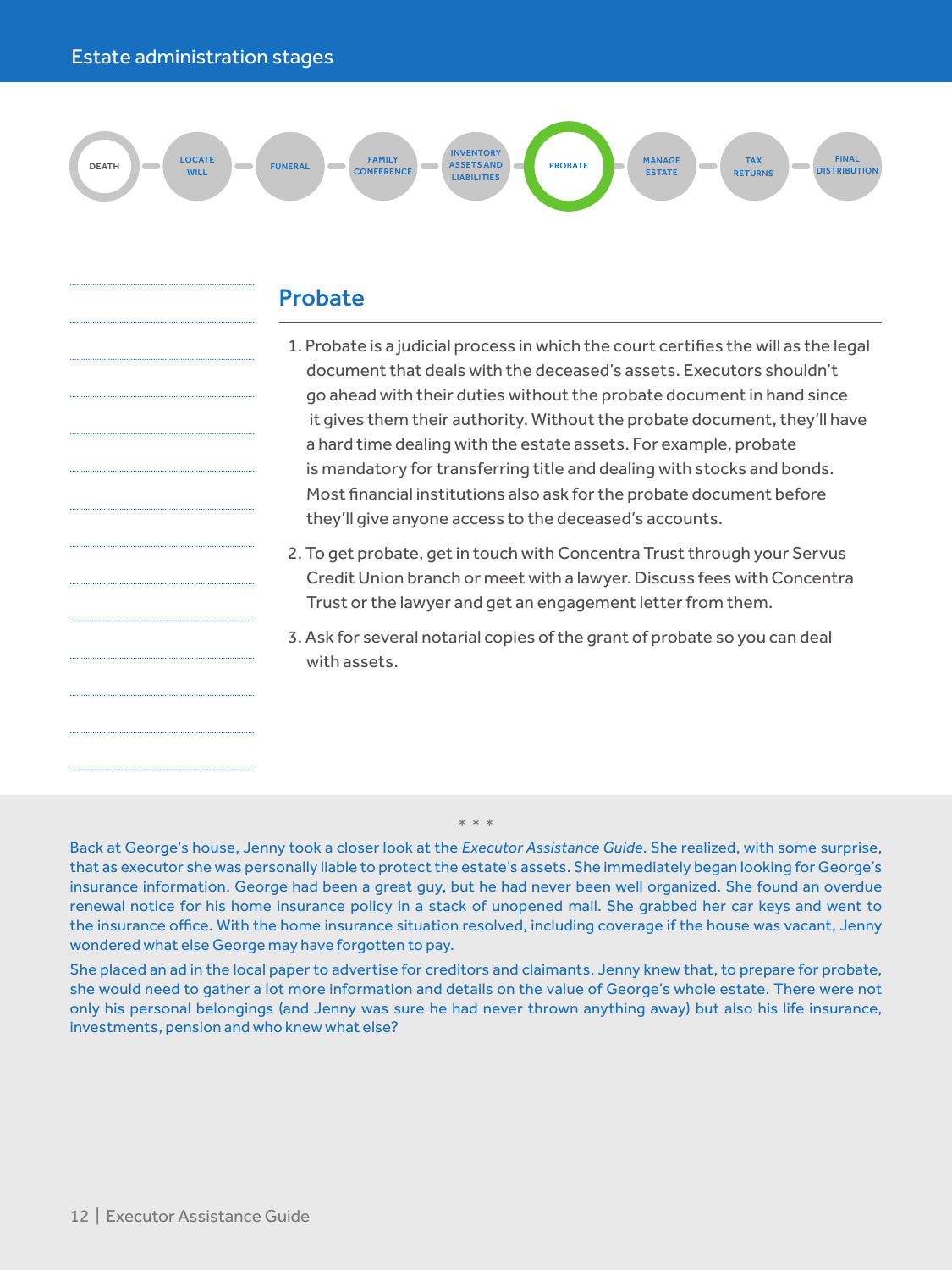DEATH — LOCATE WILL — FUNERAL — FAMILY CONFERENCE — INVENTORY ASSETS AND LIABILITIES — **PROBATE** — MANAGE ESTATE — TAX RETURNS — FINAL DISTRIBUTION

## Probate

1. Probate is a judicial process in which the court certifies the will as the legal document that deals with the deceased's assets. Executors shouldn't go ahead with their duties without the probate document in hand since it gives them their authority. Without the probate document, they'll have a hard time dealing with the estate assets. For example, probate is mandatory for transferring title and dealing with stocks and bonds. Most financial institutions also ask for the probate document before they'll give anyone access to the deceased's accounts.
2. To get probate, get in touch with Concentra Trust through your Servus Credit Union branch or meet with a lawyer. Discuss fees with Concentra Trust or the lawyer and get an engagement letter from them.
3. Ask for several notarial copies of the grant of probate so you can deal with assets.

\* \* \*

Back at George's house, Jenny took a closer look at the *Executor Assistance Guide*. She realized, with some surprise, that as executor she was personally liable to protect the estate's assets. She immediately began looking for George's insurance information. George had been a great guy, but he had never been well organized. She found an overdue renewal notice for his home insurance policy in a stack of unopened mail. She grabbed her car keys and went to the insurance office. With the home insurance situation resolved, including coverage if the house was vacant, Jenny wondered what else George may have forgotten to pay.

She placed an ad in the local paper to advertise for creditors and claimants. Jenny knew that, to prepare for probate, she would need to gather a lot more information and details on the value of George's whole estate. There were not only his personal belongings (and Jenny was sure he had never thrown anything away) but also his life insurance, investments, pension and who knew what else?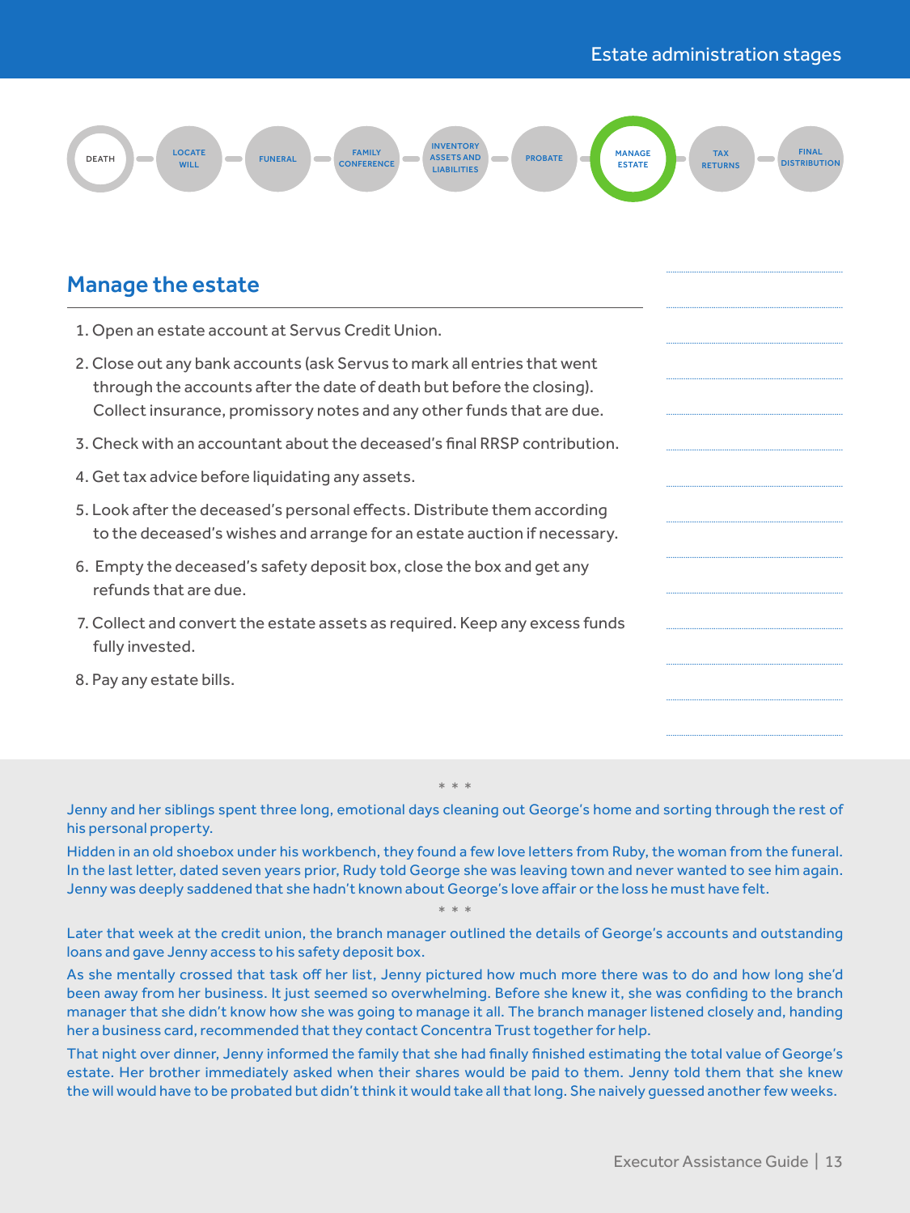DEATH — LOCATE WILL — FUNERAL — FAMILY CONFERENCE — INVENTORY ASSETS AND LIABILITIES — PROBATE — **MANAGE ESTATE** — TAX RETURNS — FINAL DISTRIBUTION

## Manage the estate

1. Open an estate account at Servus Credit Union.
2. Close out any bank accounts (ask Servus to mark all entries that went through the accounts after the date of death but before the closing). Collect insurance, promissory notes and any other funds that are due.
3. Check with an accountant about the deceased's final RRSP contribution.
4. Get tax advice before liquidating any assets.
5. Look after the deceased's personal effects. Distribute them according to the deceased's wishes and arrange for an estate auction if necessary.
6. Empty the deceased's safety deposit box, close the box and get any refunds that are due.
7. Collect and convert the estate assets as required. Keep any excess funds fully invested.
8. Pay any estate bills.

\* \* \*

Jenny and her siblings spent three long, emotional days cleaning out George's home and sorting through the rest of his personal property.

Hidden in an old shoebox under his workbench, they found a few love letters from Ruby, the woman from the funeral. In the last letter, dated seven years prior, Rudy told George she was leaving town and never wanted to see him again. Jenny was deeply saddened that she hadn't known about George's love affair or the loss he must have felt.

\* \* \*

Later that week at the credit union, the branch manager outlined the details of George's accounts and outstanding loans and gave Jenny access to his safety deposit box.

As she mentally crossed that task off her list, Jenny pictured how much more there was to do and how long she'd been away from her business. It just seemed so overwhelming. Before she knew it, she was confiding to the branch manager that she didn't know how she was going to manage it all. The branch manager listened closely and, handing her a business card, recommended that they contact Concentra Trust together for help.

That night over dinner, Jenny informed the family that she had finally finished estimating the total value of George's estate. Her brother immediately asked when their shares would be paid to them. Jenny told them that she knew the will would have to be probated but didn't think it would take all that long. She naively guessed another few weeks.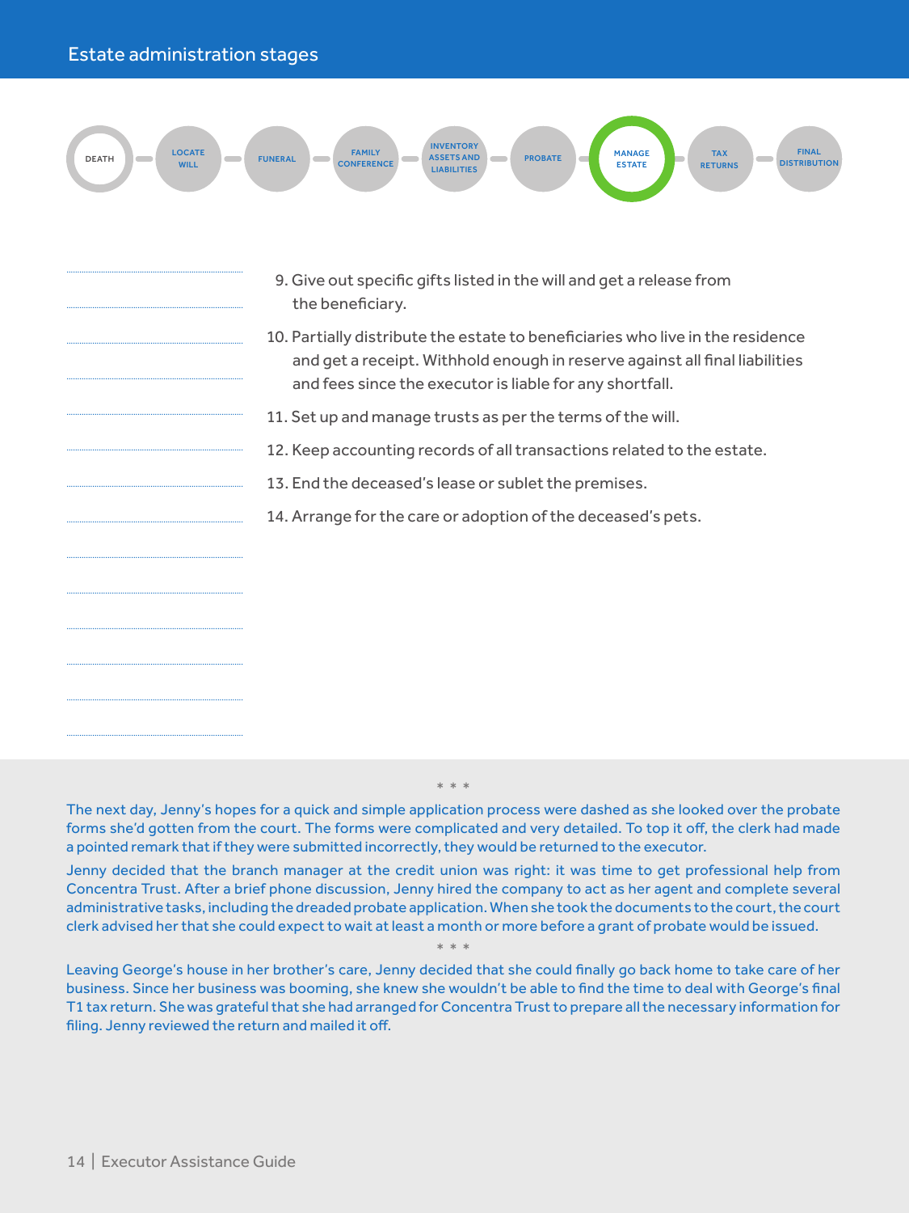## Estate administration stages

DEATH — LOCATE WILL — FUNERAL — FAMILY CONFERENCE — INVENTORY ASSETS AND LIABILITIES — PROBATE — **MANAGE ESTATE** — TAX RETURNS — FINAL DISTRIBUTION

9. Give out specific gifts listed in the will and get a release from the beneficiary.
10. Partially distribute the estate to beneficiaries who live in the residence and get a receipt. Withhold enough in reserve against all final liabilities and fees since the executor is liable for any shortfall.
11. Set up and manage trusts as per the terms of the will.
12. Keep accounting records of all transactions related to the estate.
13. End the deceased's lease or sublet the premises.
14. Arrange for the care or adoption of the deceased's pets.

\* \* \*

The next day, Jenny's hopes for a quick and simple application process were dashed as she looked over the probate forms she'd gotten from the court. The forms were complicated and very detailed. To top it off, the clerk had made a pointed remark that if they were submitted incorrectly, they would be returned to the executor.

Jenny decided that the branch manager at the credit union was right: it was time to get professional help from Concentra Trust. After a brief phone discussion, Jenny hired the company to act as her agent and complete several administrative tasks, including the dreaded probate application. When she took the documents to the court, the court clerk advised her that she could expect to wait at least a month or more before a grant of probate would be issued.

\* \* \*

Leaving George's house in her brother's care, Jenny decided that she could finally go back home to take care of her business. Since her business was booming, she knew she wouldn't be able to find the time to deal with George's final T1 tax return. She was grateful that she had arranged for Concentra Trust to prepare all the necessary information for filing. Jenny reviewed the return and mailed it off.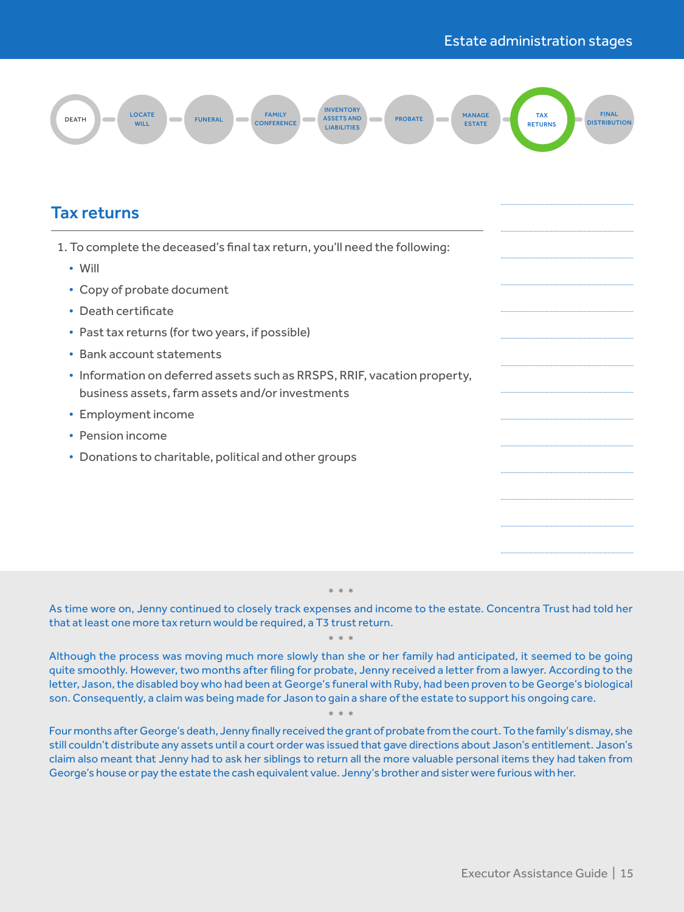DEATH — LOCATE WILL — FUNERAL — FAMILY CONFERENCE — INVENTORY ASSETS AND LIABILITIES — PROBATE — MANAGE ESTATE — TAX RETURNS — FINAL DISTRIBUTION

## Tax returns

1. To complete the deceased's final tax return, you'll need the following:
   - Will
   - Copy of probate document
   - Death certificate
   - Past tax returns (for two years, if possible)
   - Bank account statements
   - Information on deferred assets such as RRSPS, RRIF, vacation property, business assets, farm assets and/or investments
   - Employment income
   - Pension income
   - Donations to charitable, political and other groups

\* \* \*

As time wore on, Jenny continued to closely track expenses and income to the estate. Concentra Trust had told her that at least one more tax return would be required, a T3 trust return.

\* \* \*

Although the process was moving much more slowly than she or her family had anticipated, it seemed to be going quite smoothly. However, two months after filing for probate, Jenny received a letter from a lawyer. According to the letter, Jason, the disabled boy who had been at George's funeral with Ruby, had been proven to be George's biological son. Consequently, a claim was being made for Jason to gain a share of the estate to support his ongoing care.

\* \* \*

Four months after George's death, Jenny finally received the grant of probate from the court. To the family's dismay, she still couldn't distribute any assets until a court order was issued that gave directions about Jason's entitlement. Jason's claim also meant that Jenny had to ask her siblings to return all the more valuable personal items they had taken from George's house or pay the estate the cash equivalent value. Jenny's brother and sister were furious with her.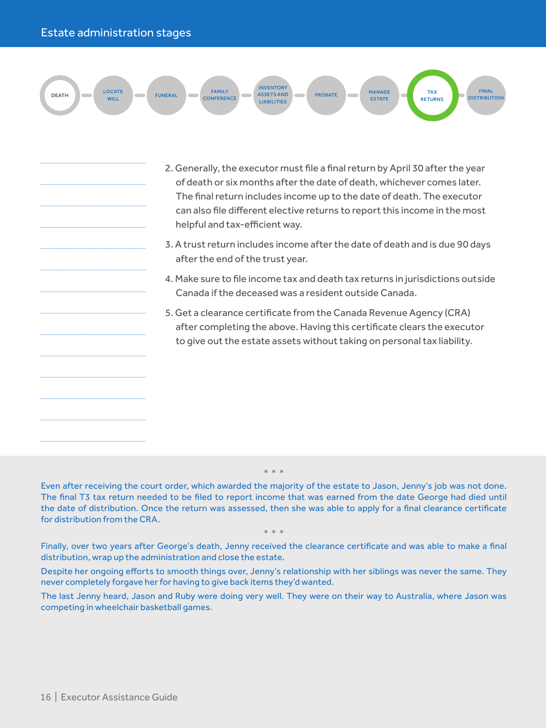## Estate administration stages

DEATH — LOCATE WILL — FUNERAL — FAMILY CONFERENCE — INVENTORY ASSETS AND LIABILITIES — PROBATE — MANAGE ESTATE — TAX RETURNS — FINAL DISTRIBUTION

2. Generally, the executor must file a final return by April 30 after the year of death or six months after the date of death, whichever comes later. The final return includes income up to the date of death. The executor can also file different elective returns to report this income in the most helpful and tax-efficient way.
3. A trust return includes income after the date of death and is due 90 days after the end of the trust year.
4. Make sure to file income tax and death tax returns in jurisdictions outside Canada if the deceased was a resident outside Canada.
5. Get a clearance certificate from the Canada Revenue Agency (CRA) after completing the above. Having this certificate clears the executor to give out the estate assets without taking on personal tax liability.

\* \* \*

Even after receiving the court order, which awarded the majority of the estate to Jason, Jenny's job was not done. The final T3 tax return needed to be filed to report income that was earned from the date George had died until the date of distribution. Once the return was assessed, then she was able to apply for a final clearance certificate for distribution from the CRA.

\* \* \*

Finally, over two years after George's death, Jenny received the clearance certificate and was able to make a final distribution, wrap up the administration and close the estate.

Despite her ongoing efforts to smooth things over, Jenny's relationship with her siblings was never the same. They never completely forgave her for having to give back items they'd wanted.

The last Jenny heard, Jason and Ruby were doing very well. They were on their way to Australia, where Jason was competing in wheelchair basketball games.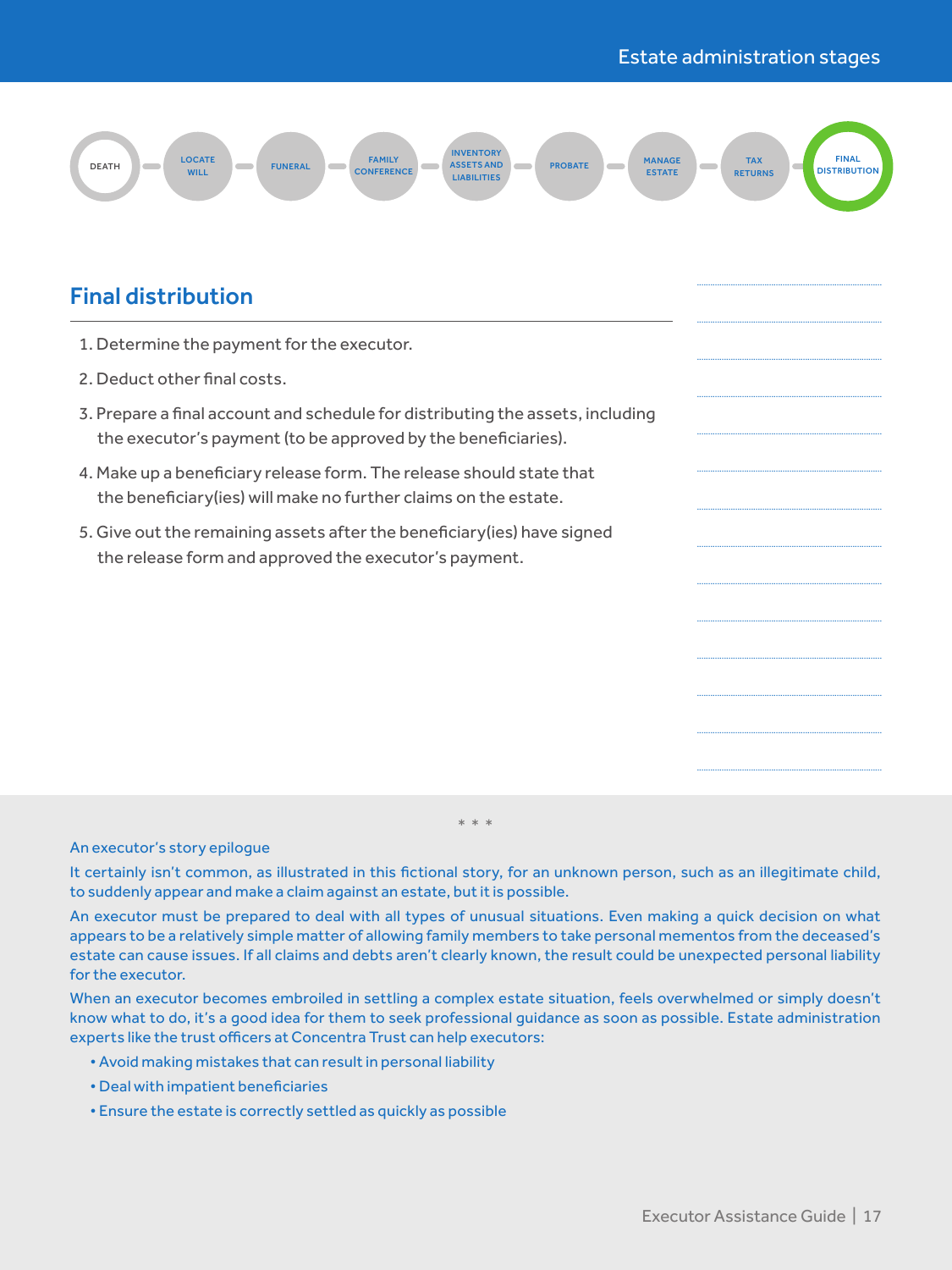DEATH — LOCATE WILL — FUNERAL — FAMILY CONFERENCE — INVENTORY ASSETS AND LIABILITIES — PROBATE — MANAGE ESTATE — TAX RETURNS — FINAL DISTRIBUTION

## Final distribution

1. Determine the payment for the executor.
2. Deduct other final costs.
3. Prepare a final account and schedule for distributing the assets, including the executor's payment (to be approved by the beneficiaries).
4. Make up a beneficiary release form. The release should state that the beneficiary(ies) will make no further claims on the estate.
5. Give out the remaining assets after the beneficiary(ies) have signed the release form and approved the executor's payment.

\* \* \*

An executor's story epilogue

It certainly isn't common, as illustrated in this fictional story, for an unknown person, such as an illegitimate child, to suddenly appear and make a claim against an estate, but it is possible.

An executor must be prepared to deal with all types of unusual situations. Even making a quick decision on what appears to be a relatively simple matter of allowing family members to take personal mementos from the deceased's estate can cause issues. If all claims and debts aren't clearly known, the result could be unexpected personal liability for the executor.

When an executor becomes embroiled in settling a complex estate situation, feels overwhelmed or simply doesn't know what to do, it's a good idea for them to seek professional guidance as soon as possible. Estate administration experts like the trust officers at Concentra Trust can help executors:

- Avoid making mistakes that can result in personal liability
- Deal with impatient beneficiaries
- Ensure the estate is correctly settled as quickly as possible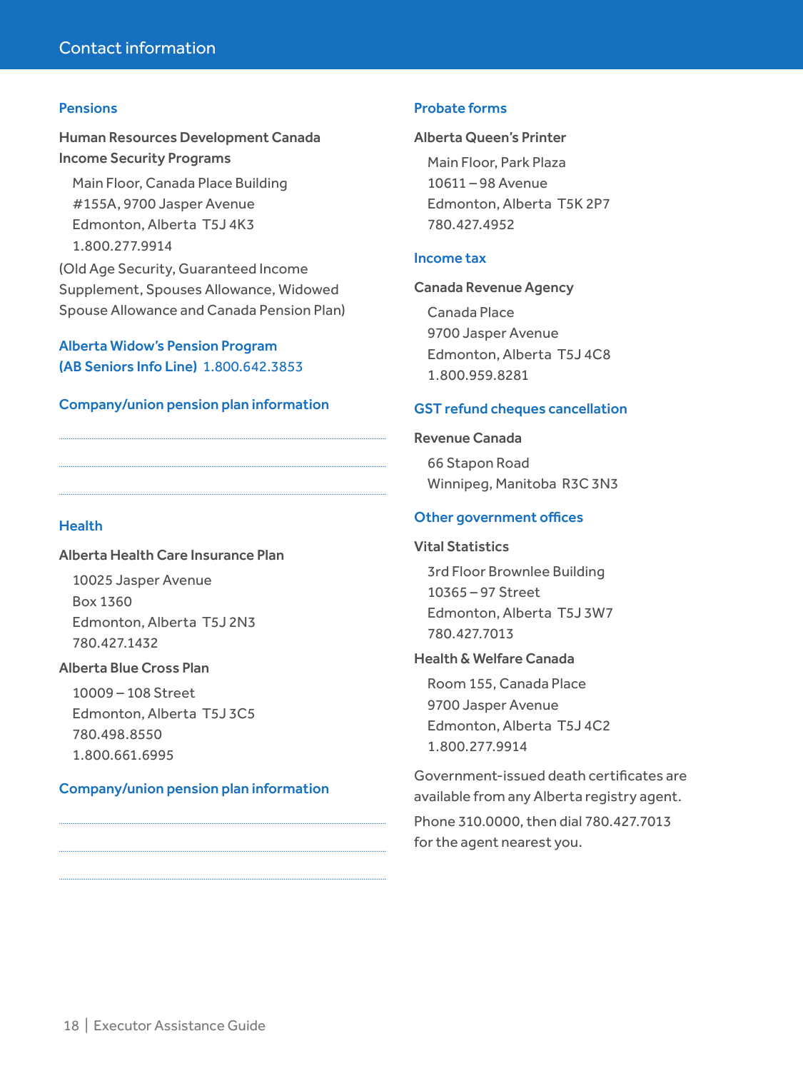# Contact information

## Pensions

**Human Resources Development Canada Income Security Programs**

Main Floor, Canada Place Building
#155A, 9700 Jasper Avenue
Edmonton, Alberta T5J 4K3
1.800.277.9914

(Old Age Security, Guaranteed Income Supplement, Spouses Allowance, Widowed Spouse Allowance and Canada Pension Plan)

## Alberta Widow's Pension Program (AB Seniors Info Line) 1.800.642.3853

## Company/union pension plan information

................................................................

................................................................

................................................................

## Health

**Alberta Health Care Insurance Plan**

10025 Jasper Avenue
Box 1360
Edmonton, Alberta T5J 2N3
780.427.1432

**Alberta Blue Cross Plan**

10009 – 108 Street
Edmonton, Alberta T5J 3C5
780.498.8550
1.800.661.6995

## Company/union pension plan information

................................................................

................................................................

................................................................

## Probate forms

**Alberta Queen's Printer**

Main Floor, Park Plaza
10611 – 98 Avenue
Edmonton, Alberta T5K 2P7
780.427.4952

## Income tax

**Canada Revenue Agency**

Canada Place
9700 Jasper Avenue
Edmonton, Alberta T5J 4C8
1.800.959.8281

## GST refund cheques cancellation

**Revenue Canada**

66 Stapon Road
Winnipeg, Manitoba R3C 3N3

## Other government offices

**Vital Statistics**

3rd Floor Brownlee Building
10365 – 97 Street
Edmonton, Alberta T5J 3W7
780.427.7013

**Health & Welfare Canada**

Room 155, Canada Place
9700 Jasper Avenue
Edmonton, Alberta T5J 4C2
1.800.277.9914

Government-issued death certificates are available from any Alberta registry agent.

Phone 310.0000, then dial 780.427.7013 for the agent nearest you.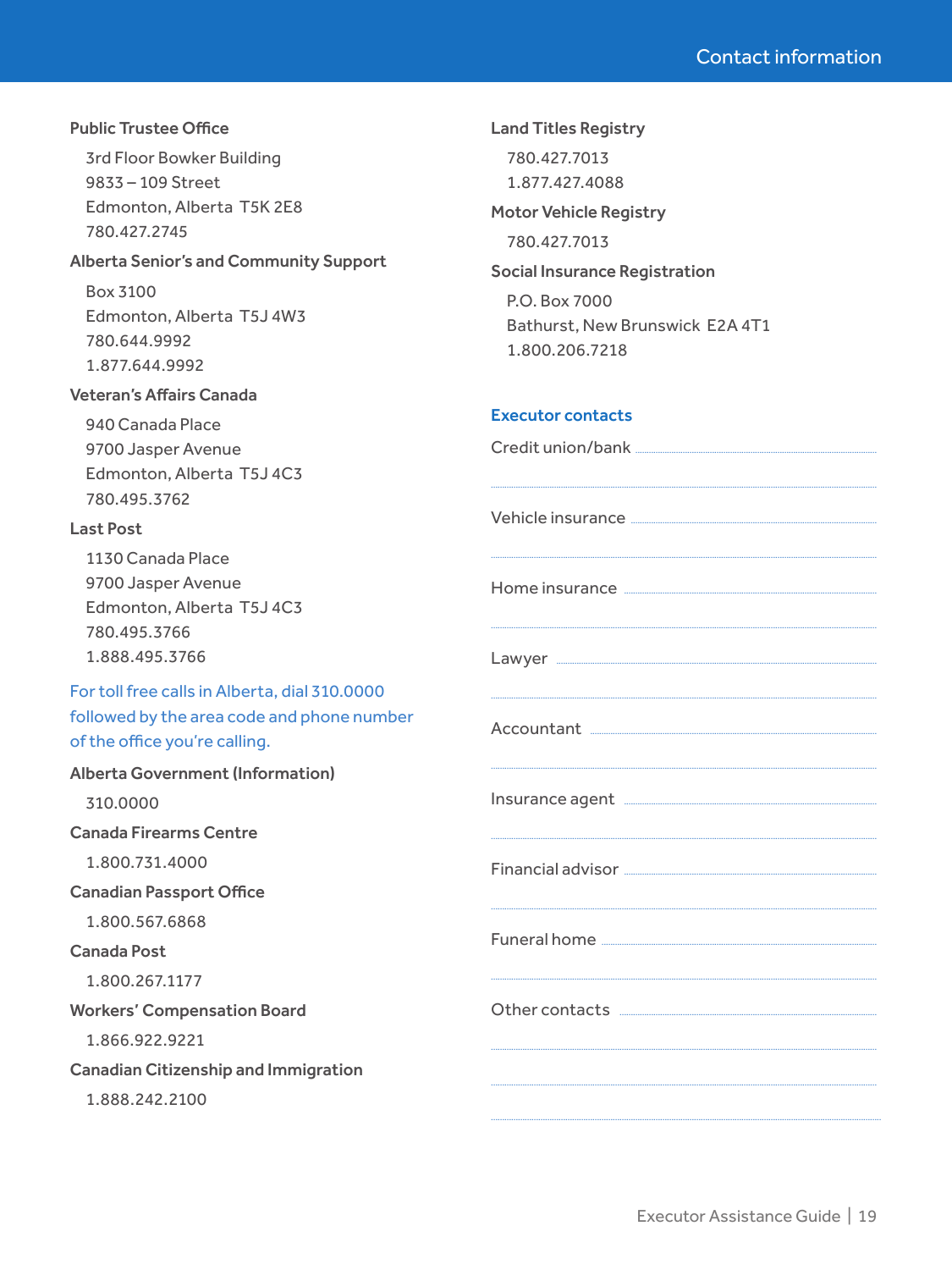## Contact information

**Public Trustee Office**

3rd Floor Bowker Building
9833 – 109 Street
Edmonton, Alberta T5K 2E8
780.427.2745

**Alberta Senior's and Community Support**

Box 3100
Edmonton, Alberta T5J 4W3
780.644.9992
1.877.644.9992

**Veteran's Affairs Canada**

940 Canada Place
9700 Jasper Avenue
Edmonton, Alberta T5J 4C3
780.495.3762

**Last Post**

1130 Canada Place
9700 Jasper Avenue
Edmonton, Alberta T5J 4C3
780.495.3766
1.888.495.3766

For toll free calls in Alberta, dial 310.0000 followed by the area code and phone number of the office you're calling.

**Alberta Government (Information)**

310.0000

**Canada Firearms Centre**

1.800.731.4000

**Canadian Passport Office**

1.800.567.6868

**Canada Post**

1.800.267.1177

**Workers' Compensation Board**

1.866.922.9221

**Canadian Citizenship and Immigration**

1.888.242.2100

**Land Titles Registry**

780.427.7013
1.877.427.4088

**Motor Vehicle Registry**

780.427.7013

**Social Insurance Registration**

P.O. Box 7000
Bathurst, New Brunswick E2A 4T1
1.800.206.7218

### Executor contacts

Credit union/bank ..............................

Vehicle insurance ..............................

Home insurance ..............................

Lawyer ..............................

Accountant ..............................

Insurance agent ..............................

Financial advisor ..............................

Funeral home ..............................

Other contacts ..............................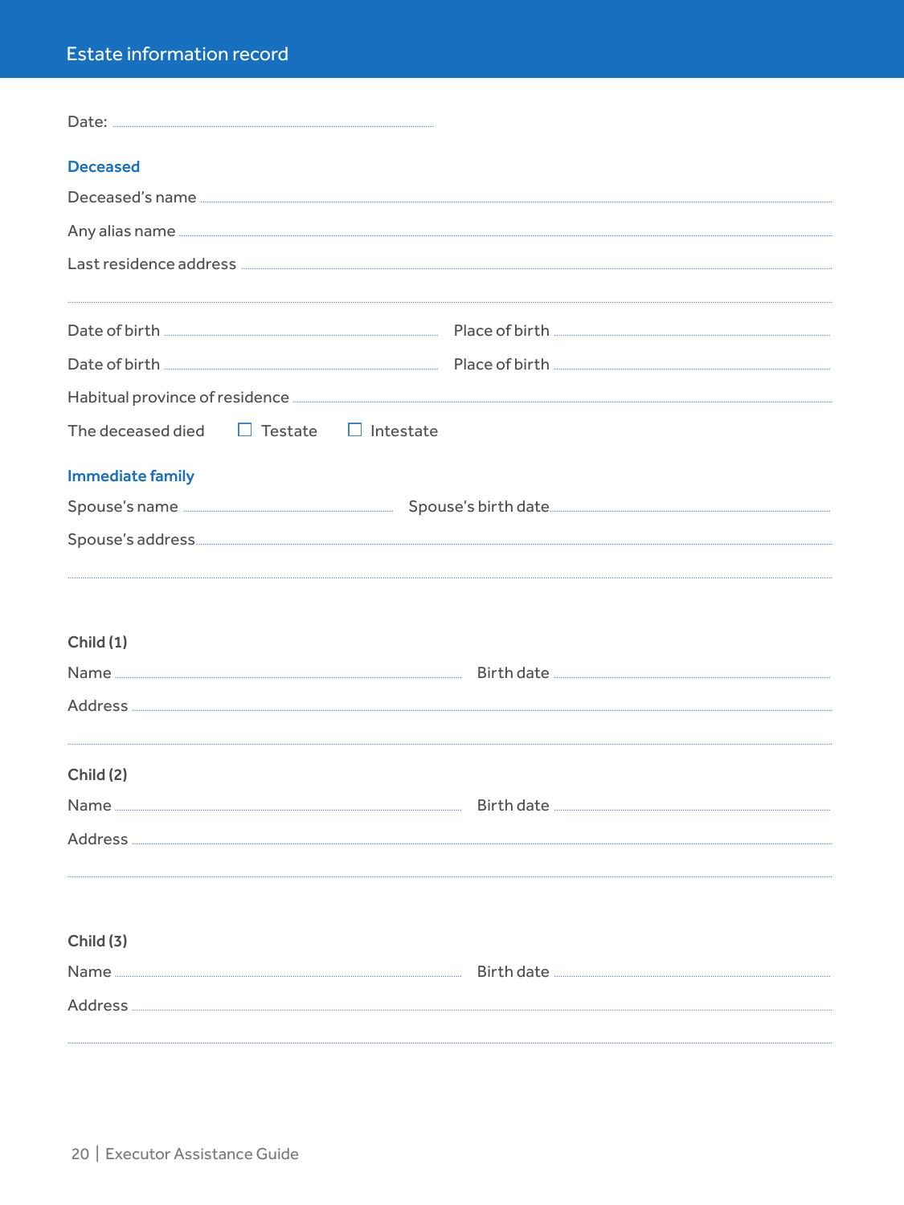# Estate information record

Date: ..............................................................

## Deceased

Deceased's name ..............................................................

Any alias name ..............................................................

Last residence address ..............................................................

..............................................................

Date of birth .............................. Place of birth ..............................

Date of birth .............................. Place of birth ..............................

Habitual province of residence ..............................................................

The deceased died ☐ Testate ☐ Intestate

## Immediate family

Spouse's name .............................. Spouse's birth date ..............................

Spouse's address ..............................................................

..............................................................

**Child (1)**

Name .............................. Birth date ..............................

Address ..............................................................

..............................................................

**Child (2)**

Name .............................. Birth date ..............................

Address ..............................................................

..............................................................

**Child (3)**

Name .............................. Birth date ..............................

Address ..............................................................

..............................................................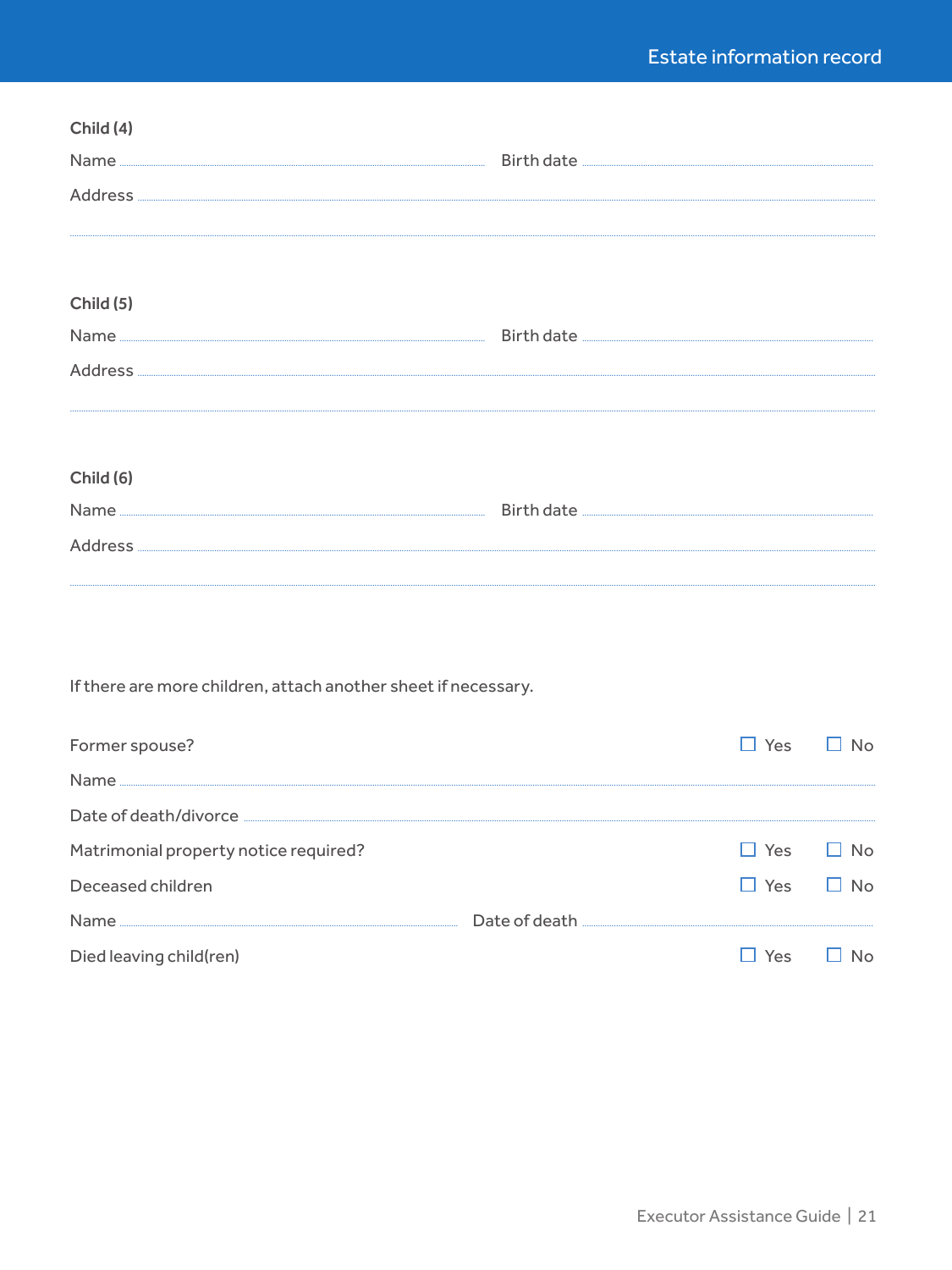**Child (4)**

Name ........................................ Birth date ........................................

Address ........................................................................................

........................................................................................................

**Child (5)**

Name ........................................ Birth date ........................................

Address ........................................................................................

........................................................................................................

**Child (6)**

Name ........................................ Birth date ........................................

Address ........................................................................................

........................................................................................................

If there are more children, attach another sheet if necessary.

Former spouse? ☐ Yes ☐ No

Name ........................................................................................

Date of death/divorce ........................................................................

Matrimonial property notice required? ☐ Yes ☐ No

Deceased children ☐ Yes ☐ No

Name ........................................ Date of death ........................................

Died leaving child(ren) ☐ Yes ☐ No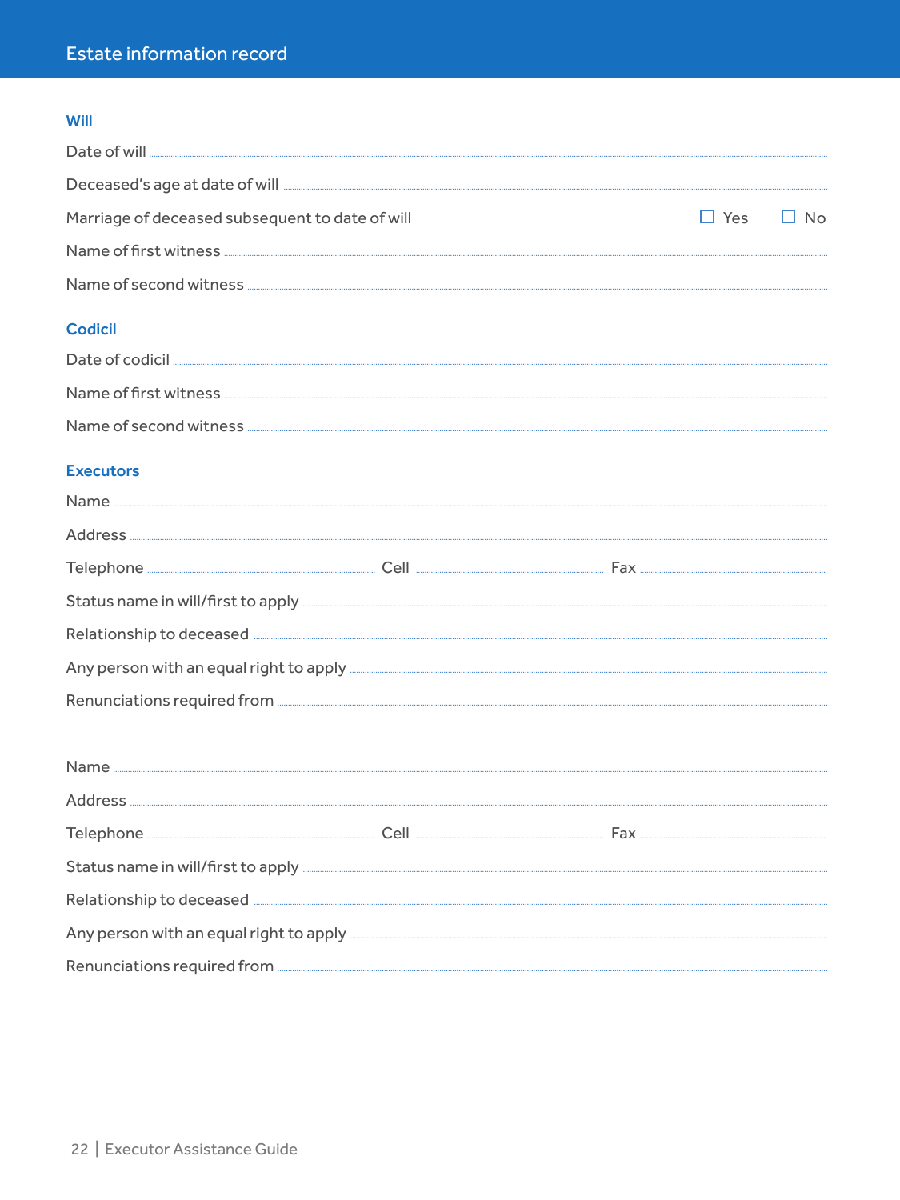# Estate information record

## Will

Date of will ..............................................................................................................................................

Deceased's age at date of will ..............................................................................................................

Marriage of deceased subsequent to date of will ☐ Yes ☐ No

Name of first witness ..............................................................................................................................

Name of second witness ..........................................................................................................................

## Codicil

Date of codicil ..........................................................................................................................................

Name of first witness ..............................................................................................................................

Name of second witness ..........................................................................................................................

## Executors

Name ........................................................................................................................................................

Address .....................................................................................................................................................

Telephone .............................................. Cell .............................................. Fax ..............................................

Status name in will/first to apply ............................................................................................................

Relationship to deceased ........................................................................................................................

Any person with an equal right to apply .................................................................................................

Renunciations required from ..................................................................................................................

Name ........................................................................................................................................................

Address .....................................................................................................................................................

Telephone .............................................. Cell .............................................. Fax ..............................................

Status name in will/first to apply ............................................................................................................

Relationship to deceased ........................................................................................................................

Any person with an equal right to apply .................................................................................................

Renunciations required from ..................................................................................................................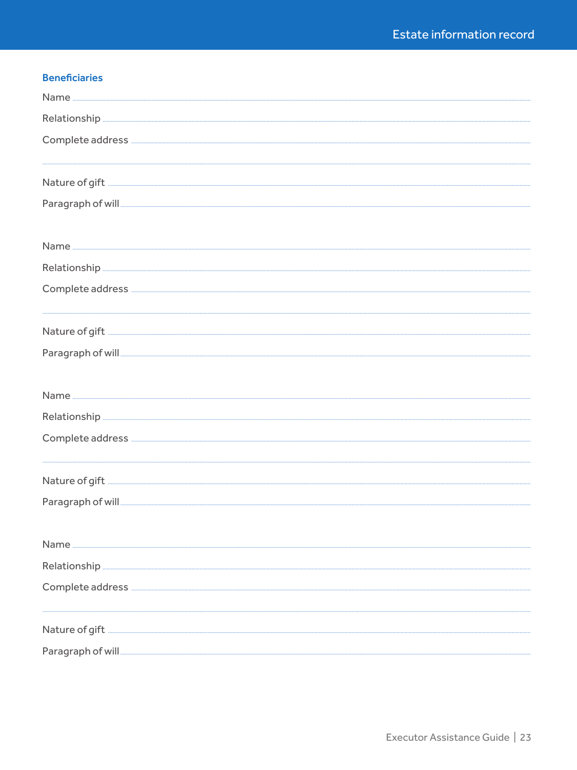## Beneficiaries

Name ..............................................................................................................................................

Relationship ....................................................................................................................................

Complete address ...........................................................................................................................

..........................................................................................................................................................

Nature of gift ...................................................................................................................................

Paragraph of will .............................................................................................................................

Name ..............................................................................................................................................

Relationship ....................................................................................................................................

Complete address ...........................................................................................................................

..........................................................................................................................................................

Nature of gift ...................................................................................................................................

Paragraph of will .............................................................................................................................

Name ..............................................................................................................................................

Relationship ....................................................................................................................................

Complete address ...........................................................................................................................

..........................................................................................................................................................

Nature of gift ...................................................................................................................................

Paragraph of will .............................................................................................................................

Name ..............................................................................................................................................

Relationship ....................................................................................................................................

Complete address ...........................................................................................................................

..........................................................................................................................................................

Nature of gift ...................................................................................................................................

Paragraph of will .............................................................................................................................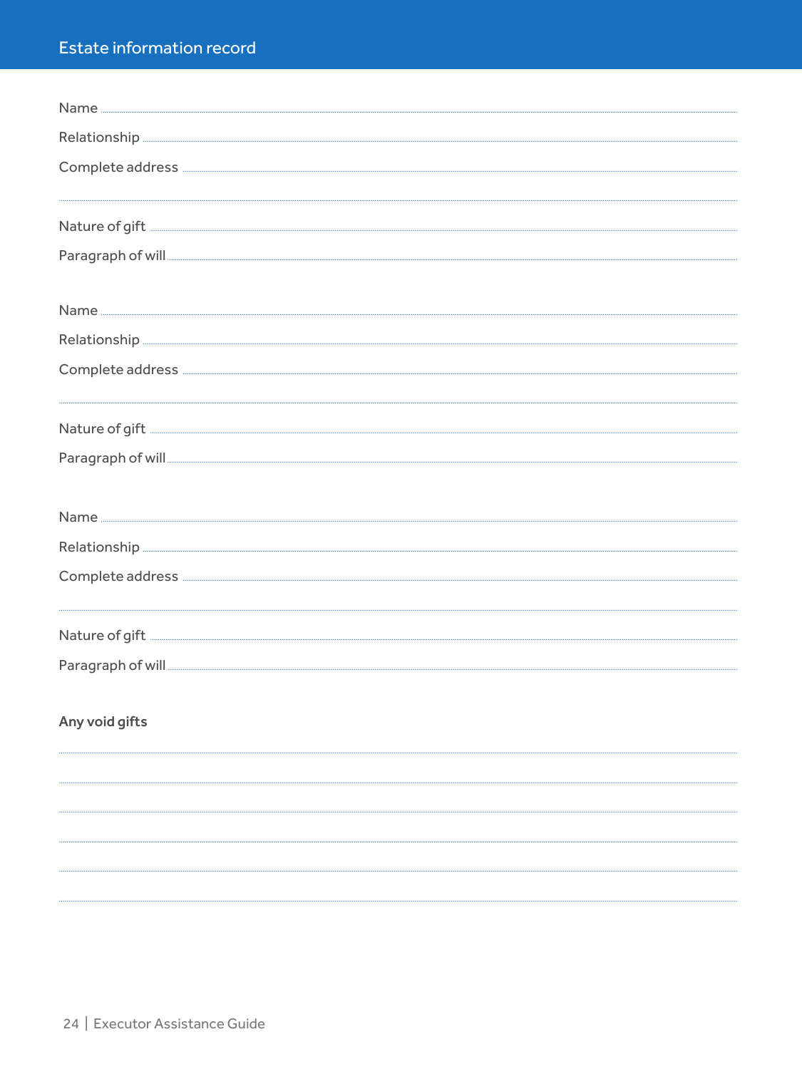## Estate information record

Name ..................................................

Relationship ..................................................

Complete address ..................................................

..................................................

Nature of gift ..................................................

Paragraph of will ..................................................

Name ..................................................

Relationship ..................................................

Complete address ..................................................

..................................................

Nature of gift ..................................................

Paragraph of will ..................................................

Name ..................................................

Relationship ..................................................

Complete address ..................................................

..................................................

Nature of gift ..................................................

Paragraph of will ..................................................

**Any void gifts**

..................................................

..................................................

..................................................

..................................................

..................................................

..................................................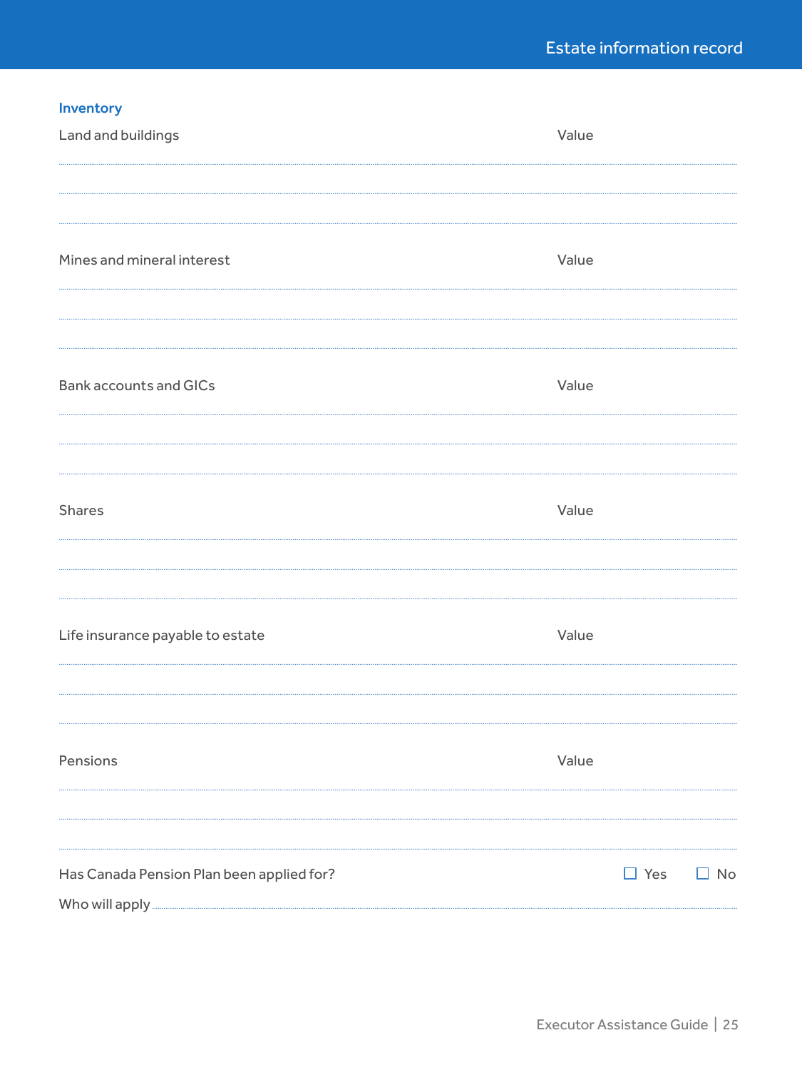## Estate information record

### Inventory

| Land and buildings | Value |
|---|---|
| | |
| | |
| | |

| Mines and mineral interest | Value |
|---|---|
| | |
| | |
| | |

| Bank accounts and GICs | Value |
|---|---|
| | |
| | |
| | |

| Shares | Value |
|---|---|
| | |
| | |
| | |

| Life insurance payable to estate | Value |
|---|---|
| | |
| | |
| | |

| Pensions | Value |
|---|---|
| | |
| | |
| | |

Has Canada Pension Plan been applied for? ☐ Yes ☐ No

Who will apply ______________________________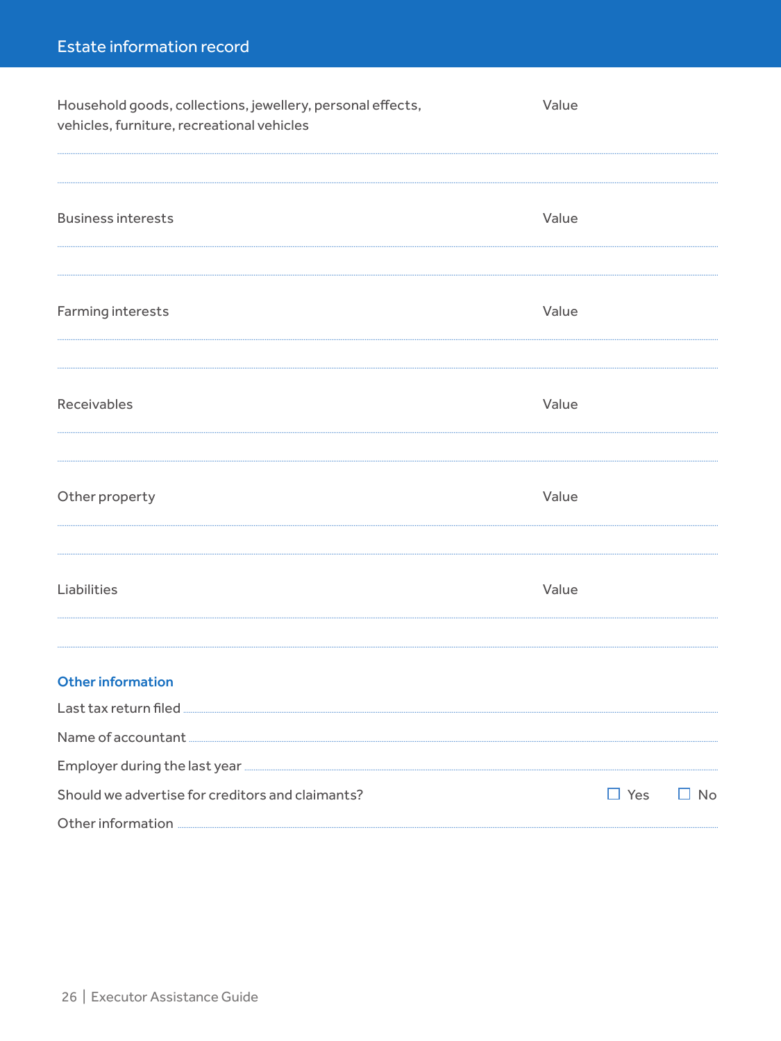## Estate information record

| Household goods, collections, jewellery, personal effects, vehicles, furniture, recreational vehicles | Value |
|---|---|
| | |
| | |

| Business interests | Value |
|---|---|
| | |
| | |

| Farming interests | Value |
|---|---|
| | |
| | |

| Receivables | Value |
|---|---|
| | |
| | |

| Other property | Value |
|---|---|
| | |
| | |

| Liabilities | Value |
|---|---|
| | |
| | |

### Other information

Last tax return filed ..............................

Name of accountant ..............................

Employer during the last year ..............................

Should we advertise for creditors and claimants? ☐ Yes ☐ No

Other information ..............................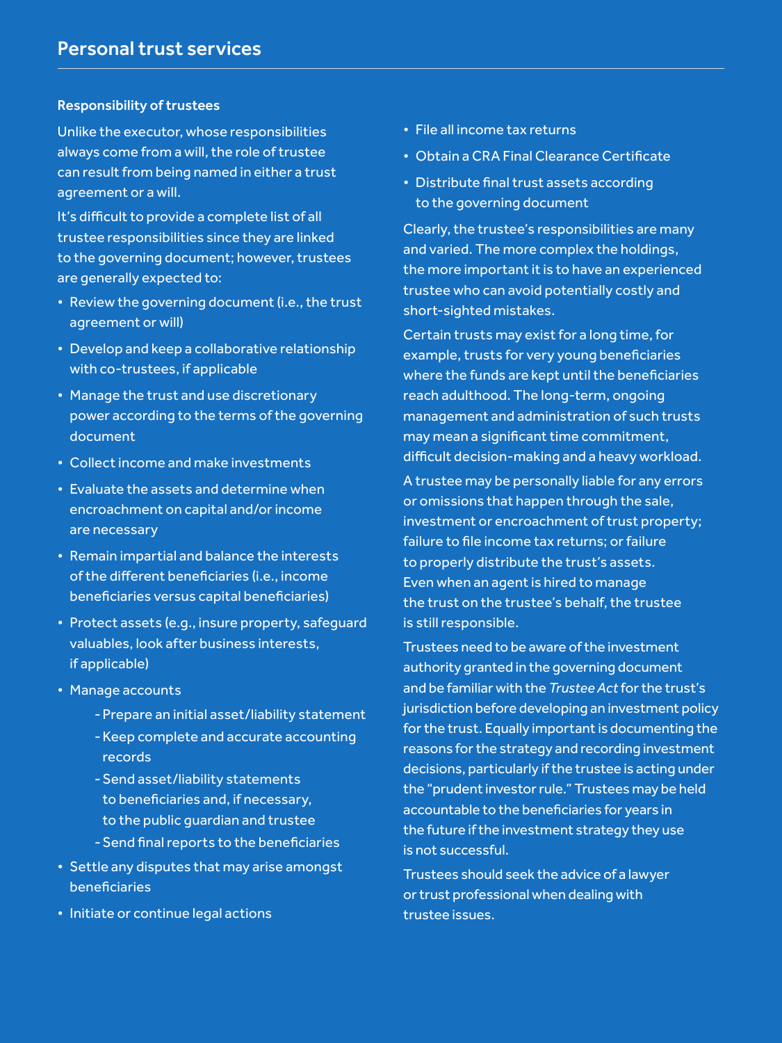## Personal trust services

### Responsibility of trustees

Unlike the executor, whose responsibilities always come from a will, the role of trustee can result from being named in either a trust agreement or a will.

It's difficult to provide a complete list of all trustee responsibilities since they are linked to the governing document; however, trustees are generally expected to:

- Review the governing document (i.e., the trust agreement or will)
- Develop and keep a collaborative relationship with co-trustees, if applicable
- Manage the trust and use discretionary power according to the terms of the governing document
- Collect income and make investments
- Evaluate the assets and determine when encroachment on capital and/or income are necessary
- Remain impartial and balance the interests of the different beneficiaries (i.e., income beneficiaries versus capital beneficiaries)
- Protect assets (e.g., insure property, safeguard valuables, look after business interests, if applicable)
- Manage accounts
    - Prepare an initial asset/liability statement
    - Keep complete and accurate accounting records
    - Send asset/liability statements to beneficiaries and, if necessary, to the public guardian and trustee
    - Send final reports to the beneficiaries
- Settle any disputes that may arise amongst beneficiaries
- Initiate or continue legal actions
- File all income tax returns
- Obtain a CRA Final Clearance Certificate
- Distribute final trust assets according to the governing document

Clearly, the trustee's responsibilities are many and varied. The more complex the holdings, the more important it is to have an experienced trustee who can avoid potentially costly and short-sighted mistakes.

Certain trusts may exist for a long time, for example, trusts for very young beneficiaries where the funds are kept until the beneficiaries reach adulthood. The long-term, ongoing management and administration of such trusts may mean a significant time commitment, difficult decision-making and a heavy workload.

A trustee may be personally liable for any errors or omissions that happen through the sale, investment or encroachment of trust property; failure to file income tax returns; or failure to properly distribute the trust's assets. Even when an agent is hired to manage the trust on the trustee's behalf, the trustee is still responsible.

Trustees need to be aware of the investment authority granted in the governing document and be familiar with the *Trustee Act* for the trust's jurisdiction before developing an investment policy for the trust. Equally important is documenting the reasons for the strategy and recording investment decisions, particularly if the trustee is acting under the "prudent investor rule." Trustees may be held accountable to the beneficiaries for years in the future if the investment strategy they use is not successful.

Trustees should seek the advice of a lawyer or trust professional when dealing with trustee issues.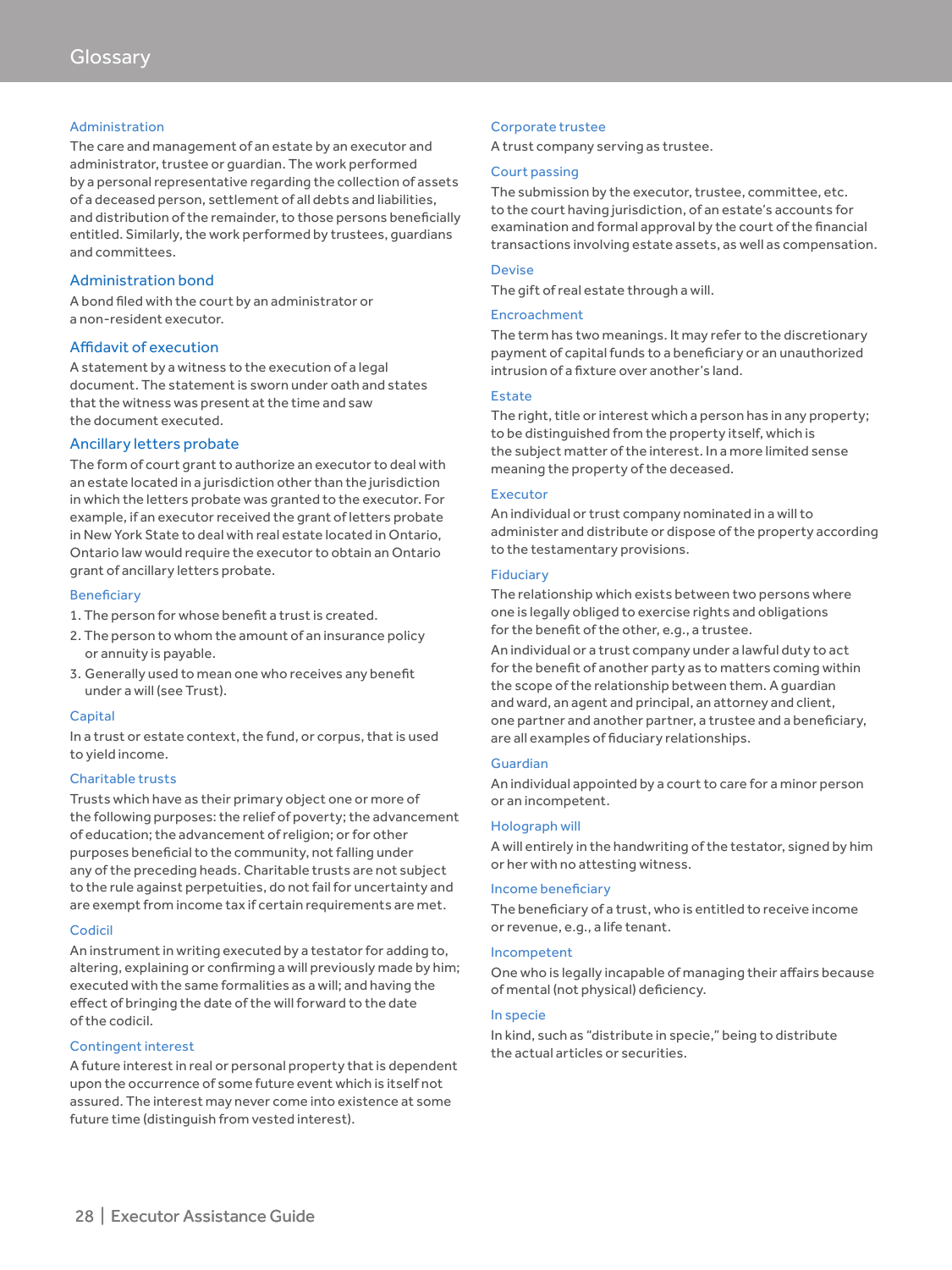# Glossary

### Administration

The care and management of an estate by an executor and administrator, trustee or guardian. The work performed by a personal representative regarding the collection of assets of a deceased person, settlement of all debts and liabilities, and distribution of the remainder, to those persons beneficially entitled. Similarly, the work performed by trustees, guardians and committees.

### Administration bond

A bond filed with the court by an administrator or a non-resident executor.

### Affidavit of execution

A statement by a witness to the execution of a legal document. The statement is sworn under oath and states that the witness was present at the time and saw the document executed.

### Ancillary letters probate

The form of court grant to authorize an executor to deal with an estate located in a jurisdiction other than the jurisdiction in which the letters probate was granted to the executor. For example, if an executor received the grant of letters probate in New York State to deal with real estate located in Ontario, Ontario law would require the executor to obtain an Ontario grant of ancillary letters probate.

### Beneficiary

1. The person for whose benefit a trust is created.
2. The person to whom the amount of an insurance policy or annuity is payable.
3. Generally used to mean one who receives any benefit under a will (see Trust).

### Capital

In a trust or estate context, the fund, or corpus, that is used to yield income.

### Charitable trusts

Trusts which have as their primary object one or more of the following purposes: the relief of poverty; the advancement of education; the advancement of religion; or for other purposes beneficial to the community, not falling under any of the preceding heads. Charitable trusts are not subject to the rule against perpetuities, do not fail for uncertainty and are exempt from income tax if certain requirements are met.

### Codicil

An instrument in writing executed by a testator for adding to, altering, explaining or confirming a will previously made by him; executed with the same formalities as a will; and having the effect of bringing the date of the will forward to the date of the codicil.

### Contingent interest

A future interest in real or personal property that is dependent upon the occurrence of some future event which is itself not assured. The interest may never come into existence at some future time (distinguish from vested interest).

### Corporate trustee

A trust company serving as trustee.

### Court passing

The submission by the executor, trustee, committee, etc. to the court having jurisdiction, of an estate's accounts for examination and formal approval by the court of the financial transactions involving estate assets, as well as compensation.

### Devise

The gift of real estate through a will.

### Encroachment

The term has two meanings. It may refer to the discretionary payment of capital funds to a beneficiary or an unauthorized intrusion of a fixture over another's land.

### Estate

The right, title or interest which a person has in any property; to be distinguished from the property itself, which is the subject matter of the interest. In a more limited sense meaning the property of the deceased.

### Executor

An individual or trust company nominated in a will to administer and distribute or dispose of the property according to the testamentary provisions.

### Fiduciary

The relationship which exists between two persons where one is legally obliged to exercise rights and obligations for the benefit of the other, e.g., a trustee.

An individual or a trust company under a lawful duty to act for the benefit of another party as to matters coming within the scope of the relationship between them. A guardian and ward, an agent and principal, an attorney and client, one partner and another partner, a trustee and a beneficiary, are all examples of fiduciary relationships.

### Guardian

An individual appointed by a court to care for a minor person or an incompetent.

### Holograph will

A will entirely in the handwriting of the testator, signed by him or her with no attesting witness.

### Income beneficiary

The beneficiary of a trust, who is entitled to receive income or revenue, e.g., a life tenant.

### Incompetent

One who is legally incapable of managing their affairs because of mental (not physical) deficiency.

### In specie

In kind, such as "distribute in specie," being to distribute the actual articles or securities.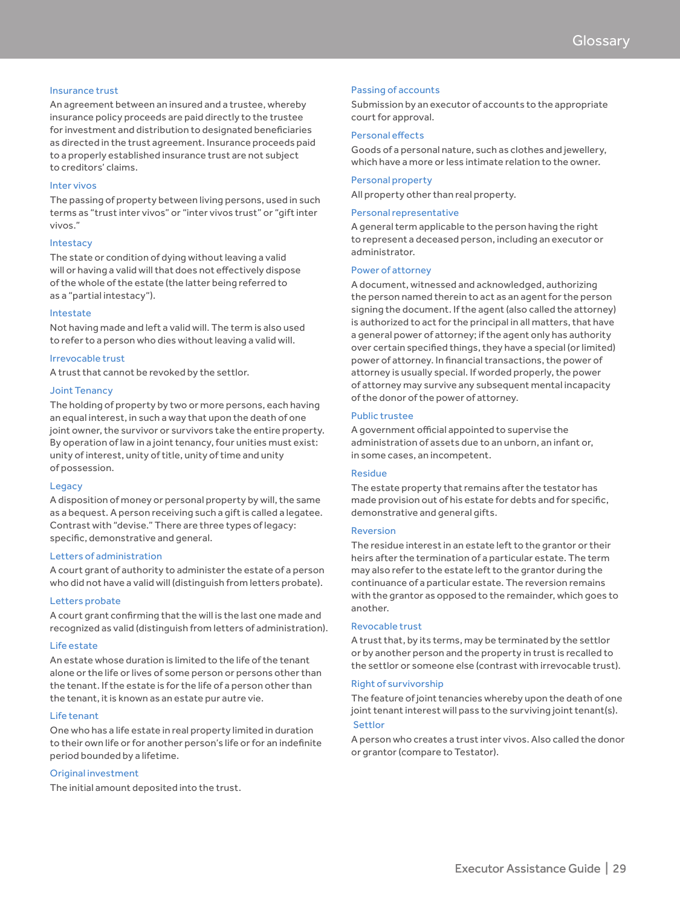### Insurance trust

An agreement between an insured and a trustee, whereby insurance policy proceeds are paid directly to the trustee for investment and distribution to designated beneficiaries as directed in the trust agreement. Insurance proceeds paid to a properly established insurance trust are not subject to creditors' claims.

### Inter vivos

The passing of property between living persons, used in such terms as "trust inter vivos" or "inter vivos trust" or "gift inter vivos."

### Intestacy

The state or condition of dying without leaving a valid will or having a valid will that does not effectively dispose of the whole of the estate (the latter being referred to as a "partial intestacy").

### Intestate

Not having made and left a valid will. The term is also used to refer to a person who dies without leaving a valid will.

### Irrevocable trust

A trust that cannot be revoked by the settlor.

### Joint Tenancy

The holding of property by two or more persons, each having an equal interest, in such a way that upon the death of one joint owner, the survivor or survivors take the entire property. By operation of law in a joint tenancy, four unities must exist: unity of interest, unity of title, unity of time and unity of possession.

### Legacy

A disposition of money or personal property by will, the same as a bequest. A person receiving such a gift is called a legatee. Contrast with "devise." There are three types of legacy: specific, demonstrative and general.

### Letters of administration

A court grant of authority to administer the estate of a person who did not have a valid will (distinguish from letters probate).

### Letters probate

A court grant confirming that the will is the last one made and recognized as valid (distinguish from letters of administration).

### Life estate

An estate whose duration is limited to the life of the tenant alone or the life or lives of some person or persons other than the tenant. If the estate is for the life of a person other than the tenant, it is known as an estate pur autre vie.

### Life tenant

One who has a life estate in real property limited in duration to their own life or for another person's life or for an indefinite period bounded by a lifetime.

### Original investment

The initial amount deposited into the trust.

### Passing of accounts

Submission by an executor of accounts to the appropriate court for approval.

### Personal effects

Goods of a personal nature, such as clothes and jewellery, which have a more or less intimate relation to the owner.

### Personal property

All property other than real property.

### Personal representative

A general term applicable to the person having the right to represent a deceased person, including an executor or administrator.

### Power of attorney

A document, witnessed and acknowledged, authorizing the person named therein to act as an agent for the person signing the document. If the agent (also called the attorney) is authorized to act for the principal in all matters, that have a general power of attorney; if the agent only has authority over certain specified things, they have a special (or limited) power of attorney. In financial transactions, the power of attorney is usually special. If worded properly, the power of attorney may survive any subsequent mental incapacity of the donor of the power of attorney.

### Public trustee

A government official appointed to supervise the administration of assets due to an unborn, an infant or, in some cases, an incompetent.

### Residue

The estate property that remains after the testator has made provision out of his estate for debts and for specific, demonstrative and general gifts.

### Reversion

The residue interest in an estate left to the grantor or their heirs after the termination of a particular estate. The term may also refer to the estate left to the grantor during the continuance of a particular estate. The reversion remains with the grantor as opposed to the remainder, which goes to another.

### Revocable trust

A trust that, by its terms, may be terminated by the settlor or by another person and the property in trust is recalled to the settlor or someone else (contrast with irrevocable trust).

### Right of survivorship

The feature of joint tenancies whereby upon the death of one joint tenant interest will pass to the surviving joint tenant(s).

### Settlor

A person who creates a trust inter vivos. Also called the donor or grantor (compare to Testator).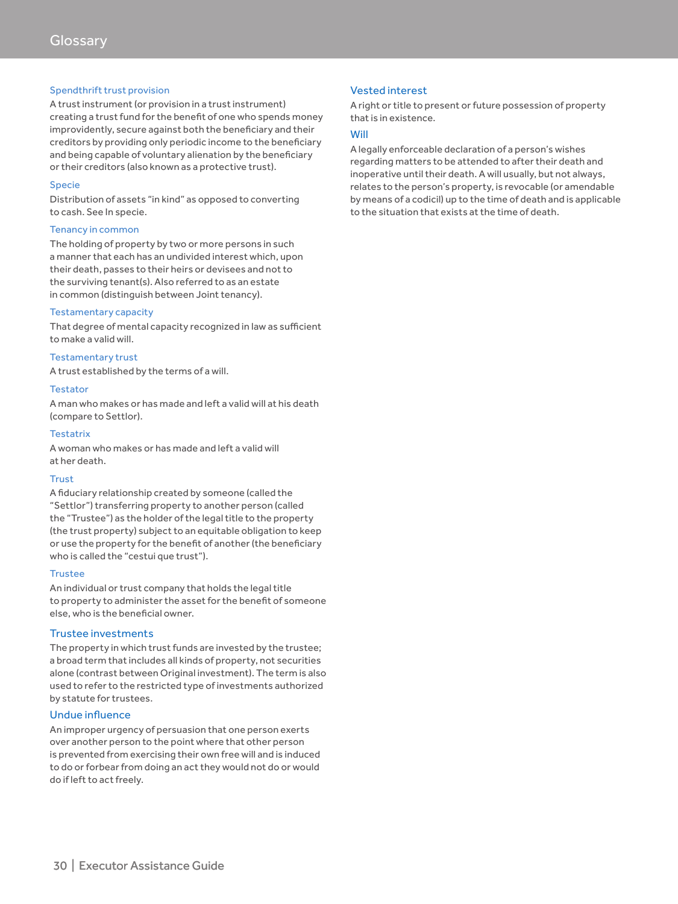# Glossary

### Spendthrift trust provision

A trust instrument (or provision in a trust instrument) creating a trust fund for the benefit of one who spends money improvidently, secure against both the beneficiary and their creditors by providing only periodic income to the beneficiary and being capable of voluntary alienation by the beneficiary or their creditors (also known as a protective trust).

### Specie

Distribution of assets "in kind" as opposed to converting to cash. See In specie.

### Tenancy in common

The holding of property by two or more persons in such a manner that each has an undivided interest which, upon their death, passes to their heirs or devisees and not to the surviving tenant(s). Also referred to as an estate in common (distinguish between Joint tenancy).

### Testamentary capacity

That degree of mental capacity recognized in law as sufficient to make a valid will.

### Testamentary trust

A trust established by the terms of a will.

### Testator

A man who makes or has made and left a valid will at his death (compare to Settlor).

### Testatrix

A woman who makes or has made and left a valid will at her death.

### Trust

A fiduciary relationship created by someone (called the "Settlor") transferring property to another person (called the "Trustee") as the holder of the legal title to the property (the trust property) subject to an equitable obligation to keep or use the property for the benefit of another (the beneficiary who is called the "cestui que trust").

### Trustee

An individual or trust company that holds the legal title to property to administer the asset for the benefit of someone else, who is the beneficial owner.

### Trustee investments

The property in which trust funds are invested by the trustee; a broad term that includes all kinds of property, not securities alone (contrast between Original investment). The term is also used to refer to the restricted type of investments authorized by statute for trustees.

### Undue influence

An improper urgency of persuasion that one person exerts over another person to the point where that other person is prevented from exercising their own free will and is induced to do or forbear from doing an act they would not do or would do if left to act freely.

### Vested interest

A right or title to present or future possession of property that is in existence.

### Will

A legally enforceable declaration of a person's wishes regarding matters to be attended to after their death and inoperative until their death. A will usually, but not always, relates to the person's property, is revocable (or amendable by means of a codicil) up to the time of death and is applicable to the situation that exists at the time of death.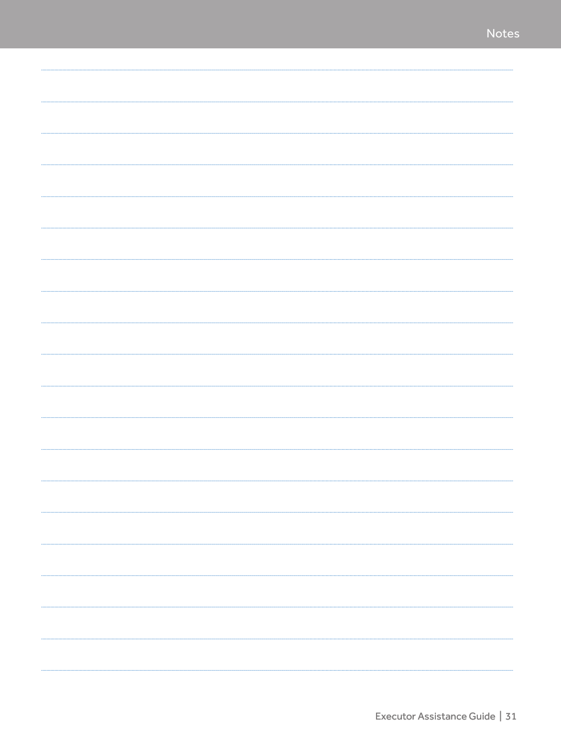# Notes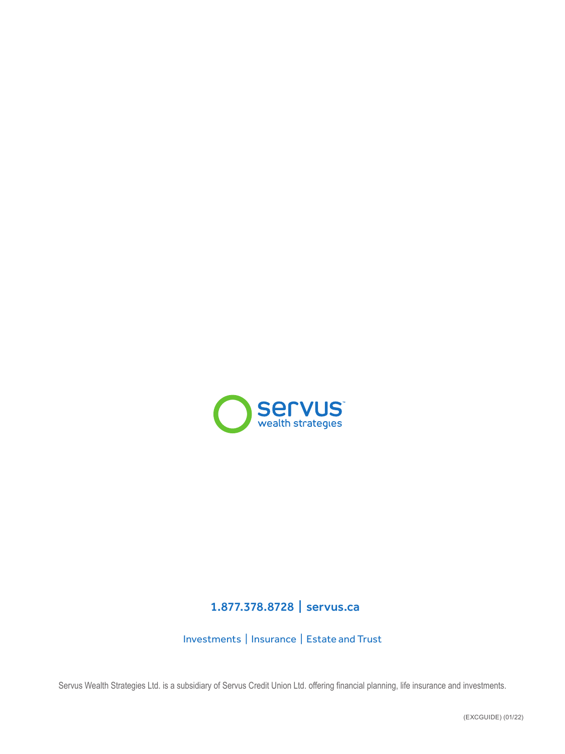servus wealth strategies

1.877.378.8728 | servus.ca

Investments | Insurance | Estate and Trust

Servus Wealth Strategies Ltd. is a subsidiary of Servus Credit Union Ltd. offering financial planning, life insurance and investments.

(EXCGUIDE) (01/22)